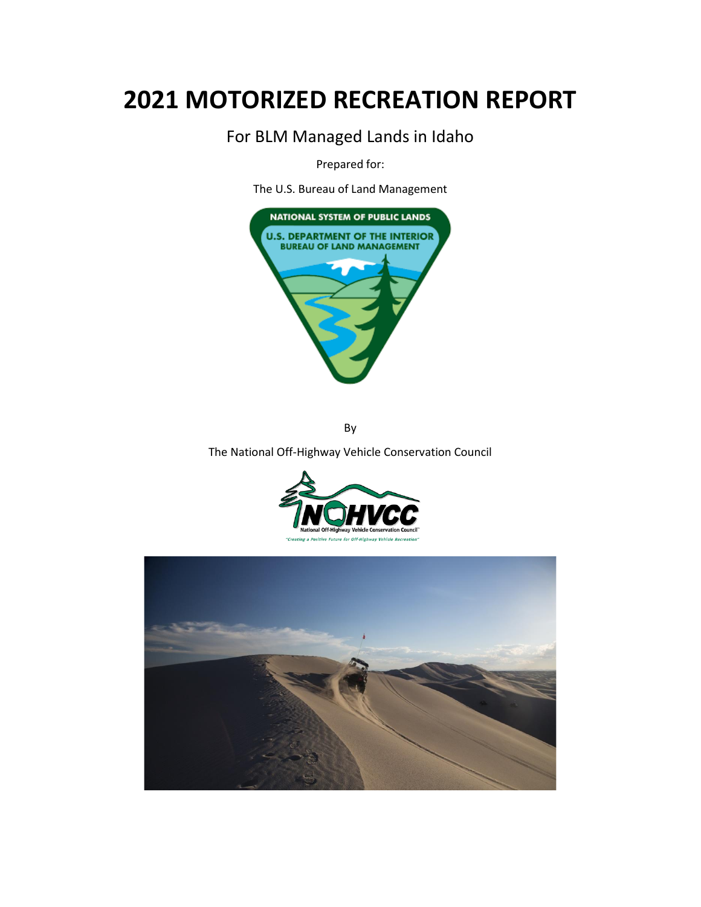# 2021 MOTORIZED RECREATION REPORT

For BLM Managed Lands in Idaho

Prepared for:

The U.S. Bureau of Land Management

By

The National Off-Highway Vehicle Conservation Council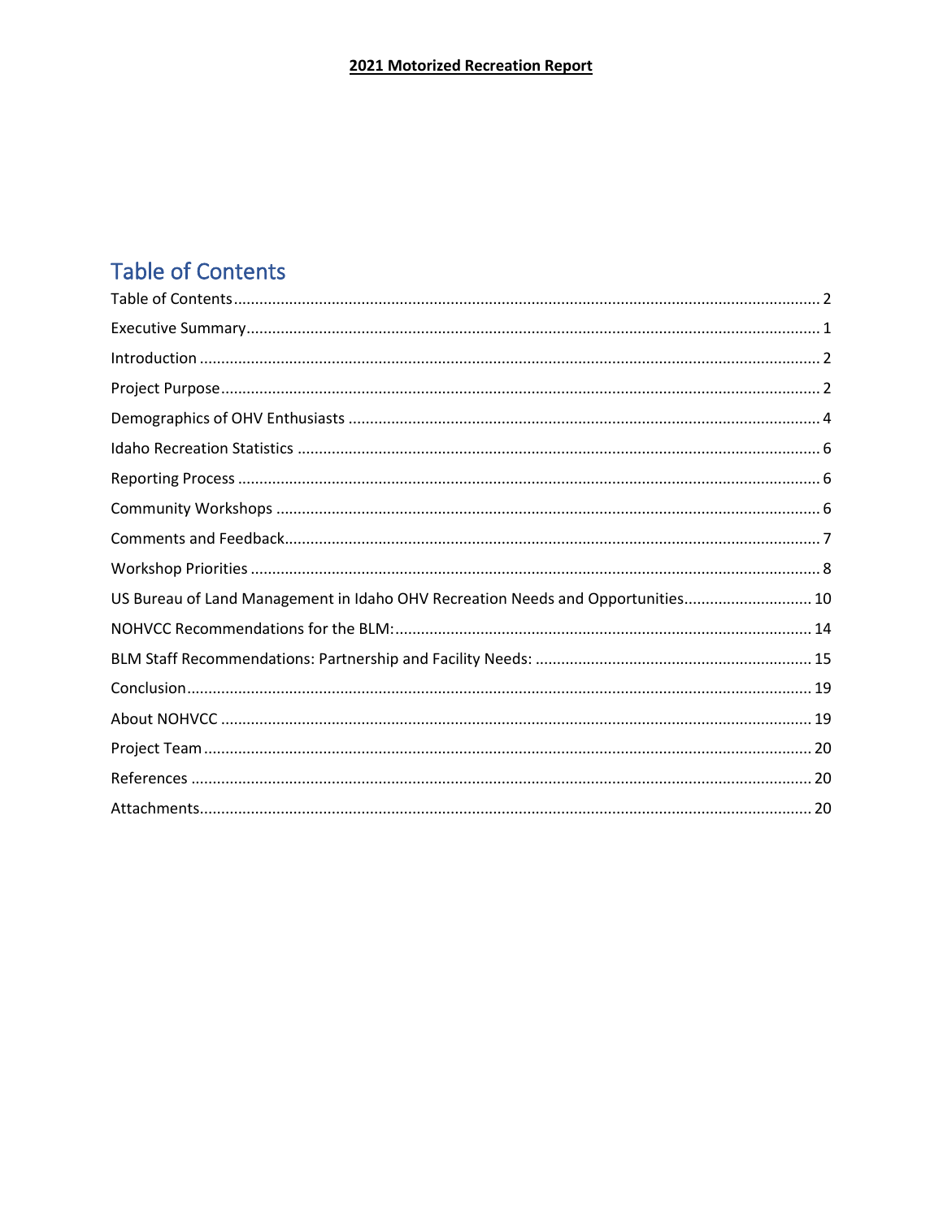# Table of Contents

Table of Contents........................................................................................................................2

Executive Summary......................................................................................................................1

Introduction ................................................................................................................................2

Project Purpose............................................................................................................................2

Demographics of OHV Enthusiasts ..............................................................................................4

Idaho Recreation Statistics ..........................................................................................................6

Reporting Process ........................................................................................................................6

Community Workshops ...............................................................................................................6

Comments and Feedback.............................................................................................................7

Workshop Priorities .....................................................................................................................8

US Bureau of Land Management in Idaho OHV Recreation Needs and Opportunities..............................10

NOHVCC Recommendations for the BLM:.................................................................................14

BLM Staff Recommendations: Partnership and Facility Needs: .................................................15

Conclusion..................................................................................................................................19

About NOHVCC .........................................................................................................................19

Project Team..............................................................................................................................20

References .................................................................................................................................20

Attachments...............................................................................................................................20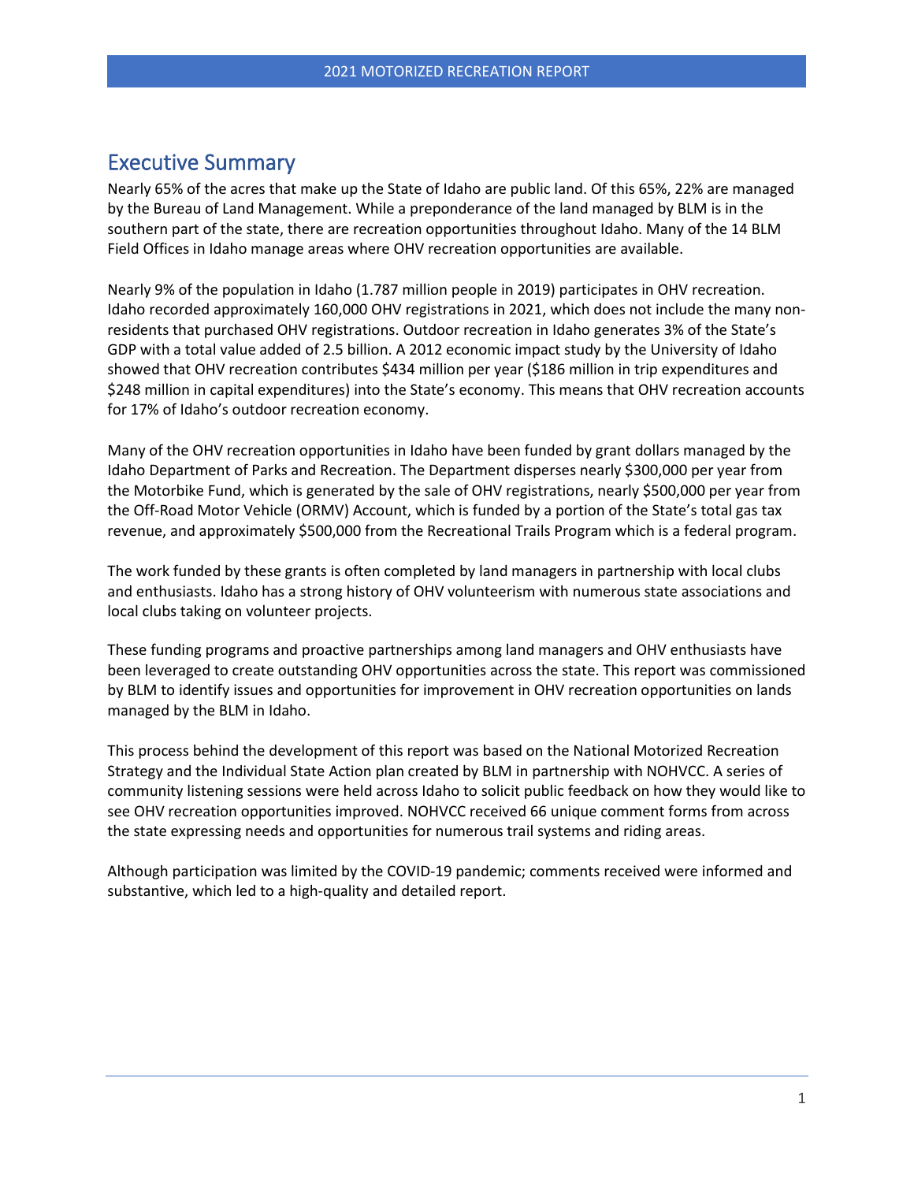## Executive Summary

Nearly 65% of the acres that make up the State of Idaho are public land. Of this 65%, 22% are managed by the Bureau of Land Management. While a preponderance of the land managed by BLM is in the southern part of the state, there are recreation opportunities throughout Idaho. Many of the 14 BLM Field Offices in Idaho manage areas where OHV recreation opportunities are available.

Nearly 9% of the population in Idaho (1.787 million people in 2019) participates in OHV recreation. Idaho recorded approximately 160,000 OHV registrations in 2021, which does not include the many non-residents that purchased OHV registrations. Outdoor recreation in Idaho generates 3% of the State's GDP with a total value added of 2.5 billion. A 2012 economic impact study by the University of Idaho showed that OHV recreation contributes $434 million per year ($186 million in trip expenditures and $248 million in capital expenditures) into the State's economy. This means that OHV recreation accounts for 17% of Idaho's outdoor recreation economy.

Many of the OHV recreation opportunities in Idaho have been funded by grant dollars managed by the Idaho Department of Parks and Recreation. The Department disperses nearly $300,000 per year from the Motorbike Fund, which is generated by the sale of OHV registrations, nearly $500,000 per year from the Off-Road Motor Vehicle (ORMV) Account, which is funded by a portion of the State's total gas tax revenue, and approximately $500,000 from the Recreational Trails Program which is a federal program.

The work funded by these grants is often completed by land managers in partnership with local clubs and enthusiasts. Idaho has a strong history of OHV volunteerism with numerous state associations and local clubs taking on volunteer projects.

These funding programs and proactive partnerships among land managers and OHV enthusiasts have been leveraged to create outstanding OHV opportunities across the state. This report was commissioned by BLM to identify issues and opportunities for improvement in OHV recreation opportunities on lands managed by the BLM in Idaho.

This process behind the development of this report was based on the National Motorized Recreation Strategy and the Individual State Action plan created by BLM in partnership with NOHVCC. A series of community listening sessions were held across Idaho to solicit public feedback on how they would like to see OHV recreation opportunities improved. NOHVCC received 66 unique comment forms from across the state expressing needs and opportunities for numerous trail systems and riding areas.

Although participation was limited by the COVID-19 pandemic; comments received were informed and substantive, which led to a high-quality and detailed report.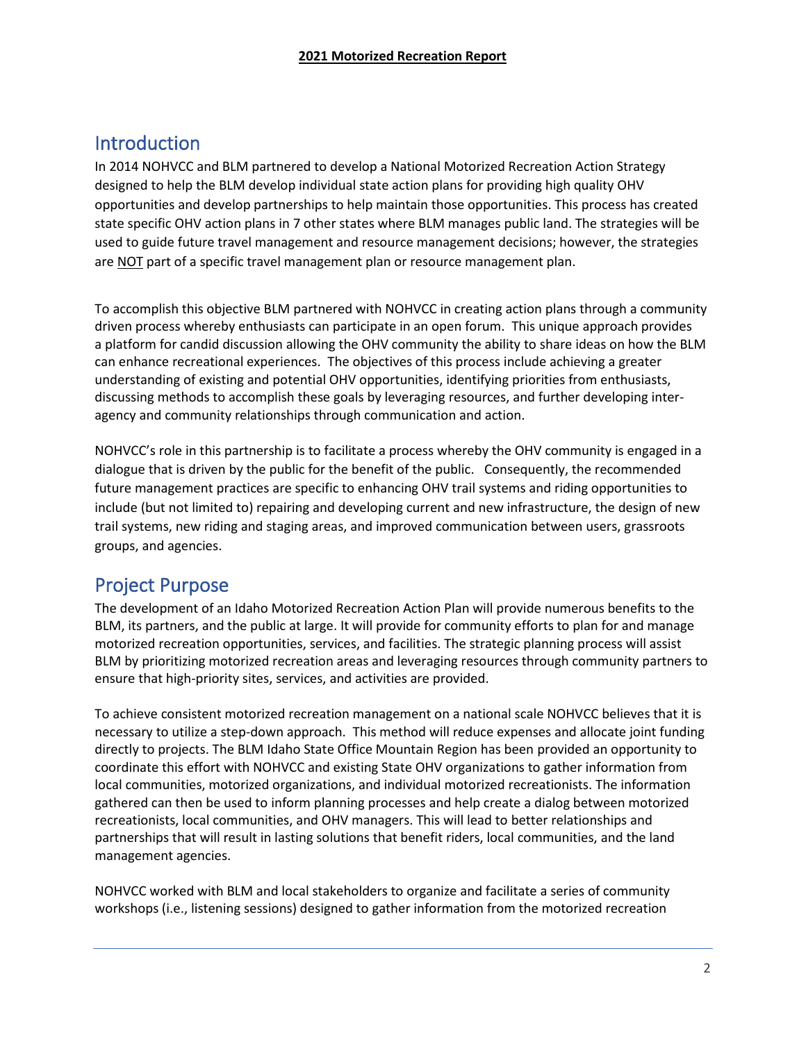## Introduction

In 2014 NOHVCC and BLM partnered to develop a National Motorized Recreation Action Strategy designed to help the BLM develop individual state action plans for providing high quality OHV opportunities and develop partnerships to help maintain those opportunities. This process has created state specific OHV action plans in 7 other states where BLM manages public land. The strategies will be used to guide future travel management and resource management decisions; however, the strategies are NOT part of a specific travel management plan or resource management plan.

To accomplish this objective BLM partnered with NOHVCC in creating action plans through a community driven process whereby enthusiasts can participate in an open forum. This unique approach provides a platform for candid discussion allowing the OHV community the ability to share ideas on how the BLM can enhance recreational experiences. The objectives of this process include achieving a greater understanding of existing and potential OHV opportunities, identifying priorities from enthusiasts, discussing methods to accomplish these goals by leveraging resources, and further developing inter-agency and community relationships through communication and action.

NOHVCC's role in this partnership is to facilitate a process whereby the OHV community is engaged in a dialogue that is driven by the public for the benefit of the public. Consequently, the recommended future management practices are specific to enhancing OHV trail systems and riding opportunities to include (but not limited to) repairing and developing current and new infrastructure, the design of new trail systems, new riding and staging areas, and improved communication between users, grassroots groups, and agencies.

## Project Purpose

The development of an Idaho Motorized Recreation Action Plan will provide numerous benefits to the BLM, its partners, and the public at large. It will provide for community efforts to plan for and manage motorized recreation opportunities, services, and facilities. The strategic planning process will assist BLM by prioritizing motorized recreation areas and leveraging resources through community partners to ensure that high-priority sites, services, and activities are provided.

To achieve consistent motorized recreation management on a national scale NOHVCC believes that it is necessary to utilize a step-down approach. This method will reduce expenses and allocate joint funding directly to projects. The BLM Idaho State Office Mountain Region has been provided an opportunity to coordinate this effort with NOHVCC and existing State OHV organizations to gather information from local communities, motorized organizations, and individual motorized recreationists. The information gathered can then be used to inform planning processes and help create a dialog between motorized recreationists, local communities, and OHV managers. This will lead to better relationships and partnerships that will result in lasting solutions that benefit riders, local communities, and the land management agencies.

NOHVCC worked with BLM and local stakeholders to organize and facilitate a series of community workshops (i.e., listening sessions) designed to gather information from the motorized recreation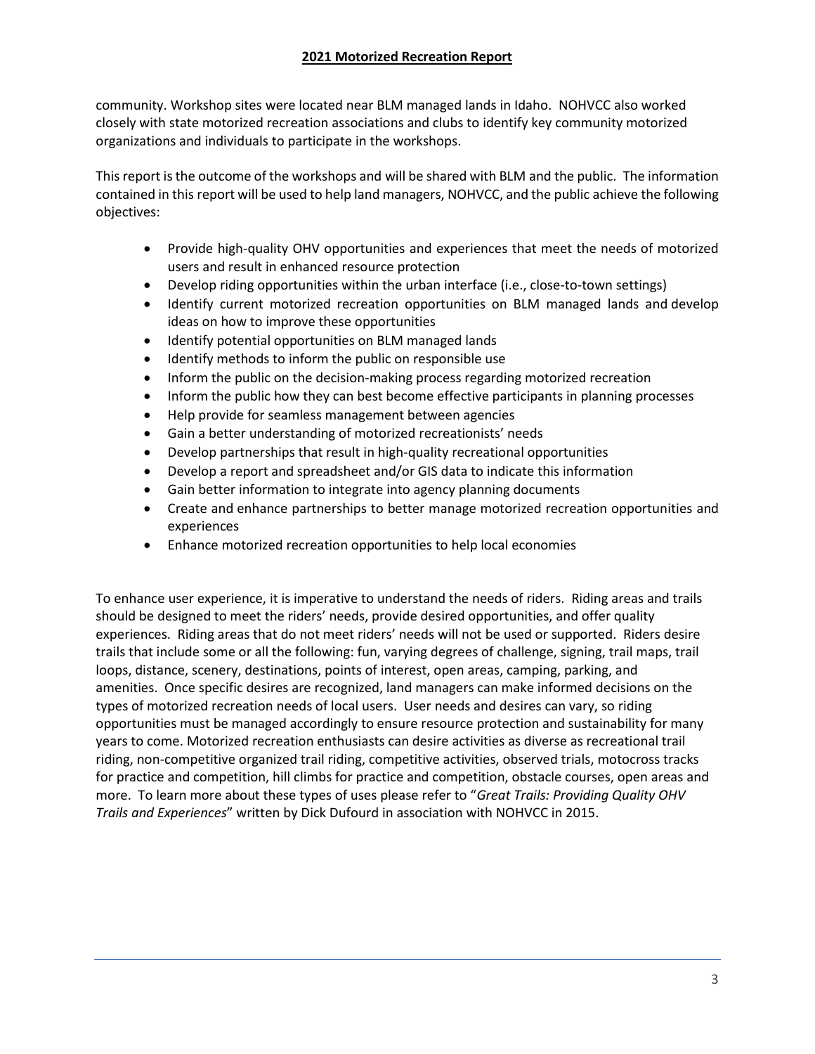community. Workshop sites were located near BLM managed lands in Idaho. NOHVCC also worked closely with state motorized recreation associations and clubs to identify key community motorized organizations and individuals to participate in the workshops.

This report is the outcome of the workshops and will be shared with BLM and the public. The information contained in this report will be used to help land managers, NOHVCC, and the public achieve the following objectives:

- Provide high-quality OHV opportunities and experiences that meet the needs of motorized users and result in enhanced resource protection
- Develop riding opportunities within the urban interface (i.e., close-to-town settings)
- Identify current motorized recreation opportunities on BLM managed lands and develop ideas on how to improve these opportunities
- Identify potential opportunities on BLM managed lands
- Identify methods to inform the public on responsible use
- Inform the public on the decision-making process regarding motorized recreation
- Inform the public how they can best become effective participants in planning processes
- Help provide for seamless management between agencies
- Gain a better understanding of motorized recreationists' needs
- Develop partnerships that result in high-quality recreational opportunities
- Develop a report and spreadsheet and/or GIS data to indicate this information
- Gain better information to integrate into agency planning documents
- Create and enhance partnerships to better manage motorized recreation opportunities and experiences
- Enhance motorized recreation opportunities to help local economies

To enhance user experience, it is imperative to understand the needs of riders. Riding areas and trails should be designed to meet the riders' needs, provide desired opportunities, and offer quality experiences. Riding areas that do not meet riders' needs will not be used or supported. Riders desire trails that include some or all the following: fun, varying degrees of challenge, signing, trail maps, trail loops, distance, scenery, destinations, points of interest, open areas, camping, parking, and amenities. Once specific desires are recognized, land managers can make informed decisions on the types of motorized recreation needs of local users. User needs and desires can vary, so riding opportunities must be managed accordingly to ensure resource protection and sustainability for many years to come. Motorized recreation enthusiasts can desire activities as diverse as recreational trail riding, non-competitive organized trail riding, competitive activities, observed trials, motocross tracks for practice and competition, hill climbs for practice and competition, obstacle courses, open areas and more. To learn more about these types of uses please refer to "*Great Trails: Providing Quality OHV Trails and Experiences*" written by Dick Dufourd in association with NOHVCC in 2015.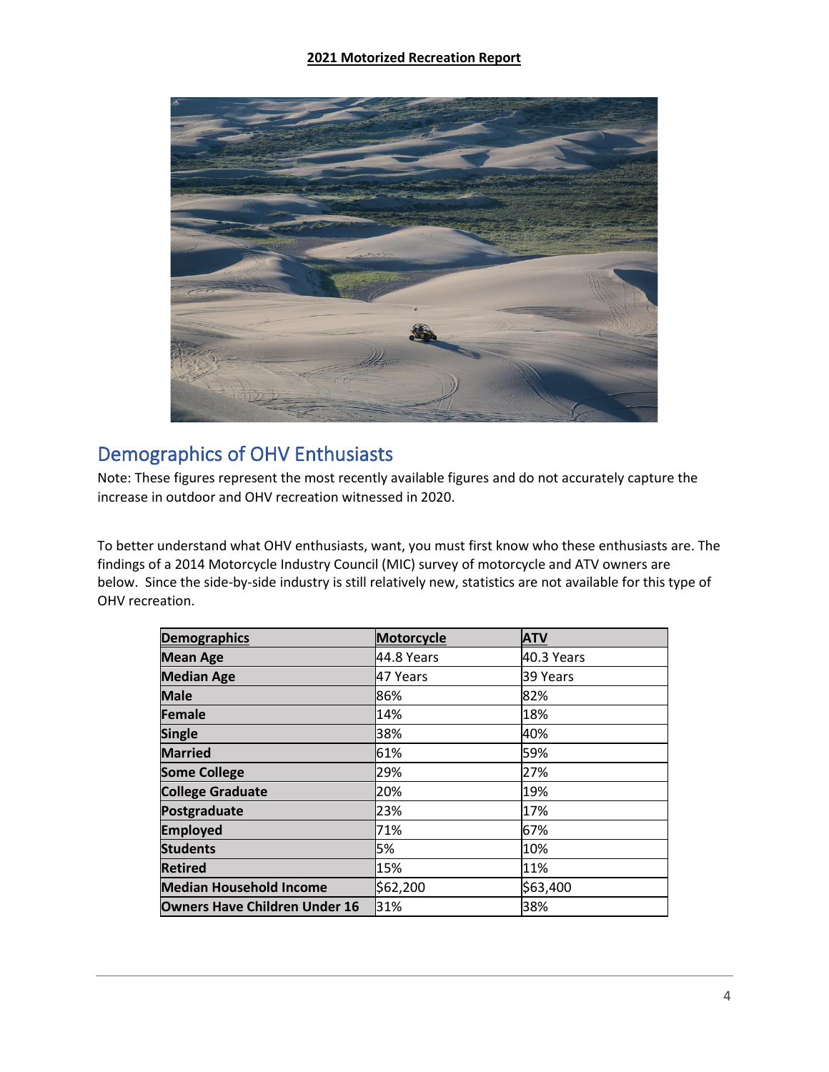## Demographics of OHV Enthusiasts

Note: These figures represent the most recently available figures and do not accurately capture the increase in outdoor and OHV recreation witnessed in 2020.

To better understand what OHV enthusiasts, want, you must first know who these enthusiasts are. The findings of a 2014 Motorcycle Industry Council (MIC) survey of motorcycle and ATV owners are below. Since the side-by-side industry is still relatively new, statistics are not available for this type of OHV recreation.

| Demographics | Motorcycle | ATV |
|---|---|---|
| **Mean Age** | 44.8 Years | 40.3 Years |
| **Median Age** | 47 Years | 39 Years |
| **Male** | 86% | 82% |
| **Female** | 14% | 18% |
| **Single** | 38% | 40% |
| **Married** | 61% | 59% |
| **Some College** | 29% | 27% |
| **College Graduate** | 20% | 19% |
| **Postgraduate** | 23% | 17% |
| **Employed** | 71% | 67% |
| **Students** | 5% | 10% |
| **Retired** | 15% | 11% |
| **Median Household Income** | $62,200 | $63,400 |
| **Owners Have Children Under 16** | 31% | 38% |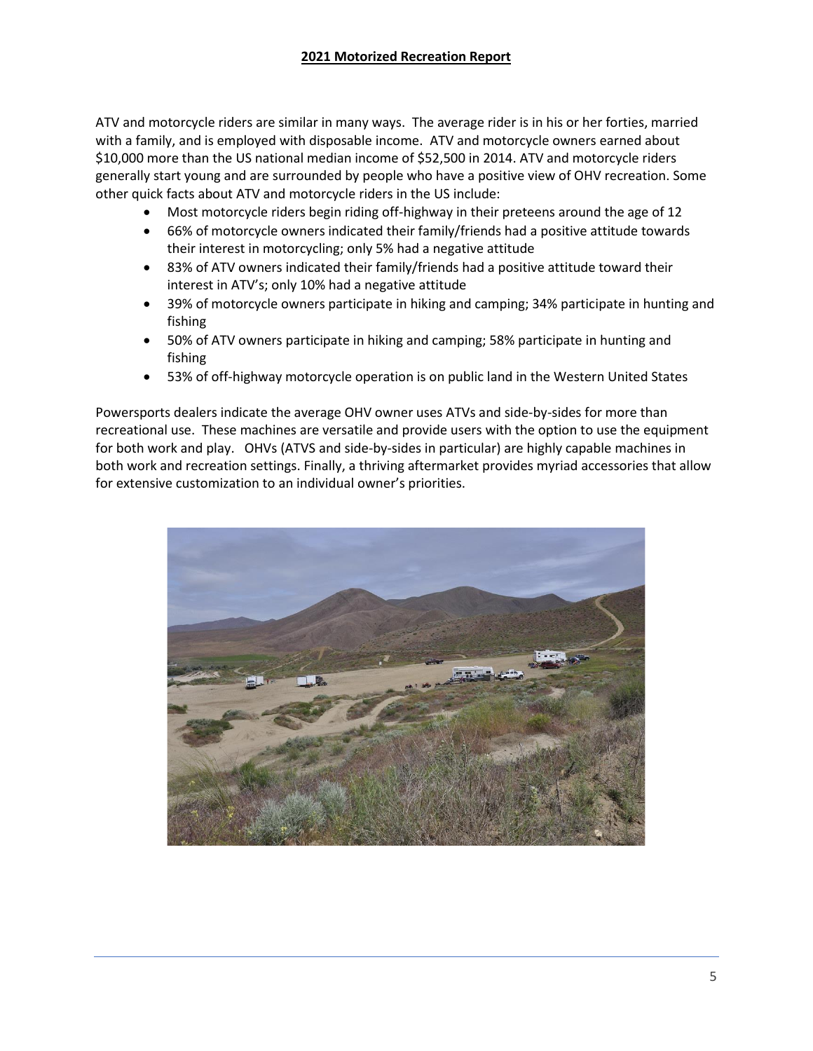**2021 Motorized Recreation Report**

ATV and motorcycle riders are similar in many ways. The average rider is in his or her forties, married with a family, and is employed with disposable income. ATV and motorcycle owners earned about $10,000 more than the US national median income of $52,500 in 2014. ATV and motorcycle riders generally start young and are surrounded by people who have a positive view of OHV recreation. Some other quick facts about ATV and motorcycle riders in the US include:

- Most motorcycle riders begin riding off-highway in their preteens around the age of 12
- 66% of motorcycle owners indicated their family/friends had a positive attitude towards their interest in motorcycling; only 5% had a negative attitude
- 83% of ATV owners indicated their family/friends had a positive attitude toward their interest in ATV's; only 10% had a negative attitude
- 39% of motorcycle owners participate in hiking and camping; 34% participate in hunting and fishing
- 50% of ATV owners participate in hiking and camping; 58% participate in hunting and fishing
- 53% of off-highway motorcycle operation is on public land in the Western United States

Powersports dealers indicate the average OHV owner uses ATVs and side-by-sides for more than recreational use. These machines are versatile and provide users with the option to use the equipment for both work and play. OHVs (ATVS and side-by-sides in particular) are highly capable machines in both work and recreation settings. Finally, a thriving aftermarket provides myriad accessories that allow for extensive customization to an individual owner's priorities.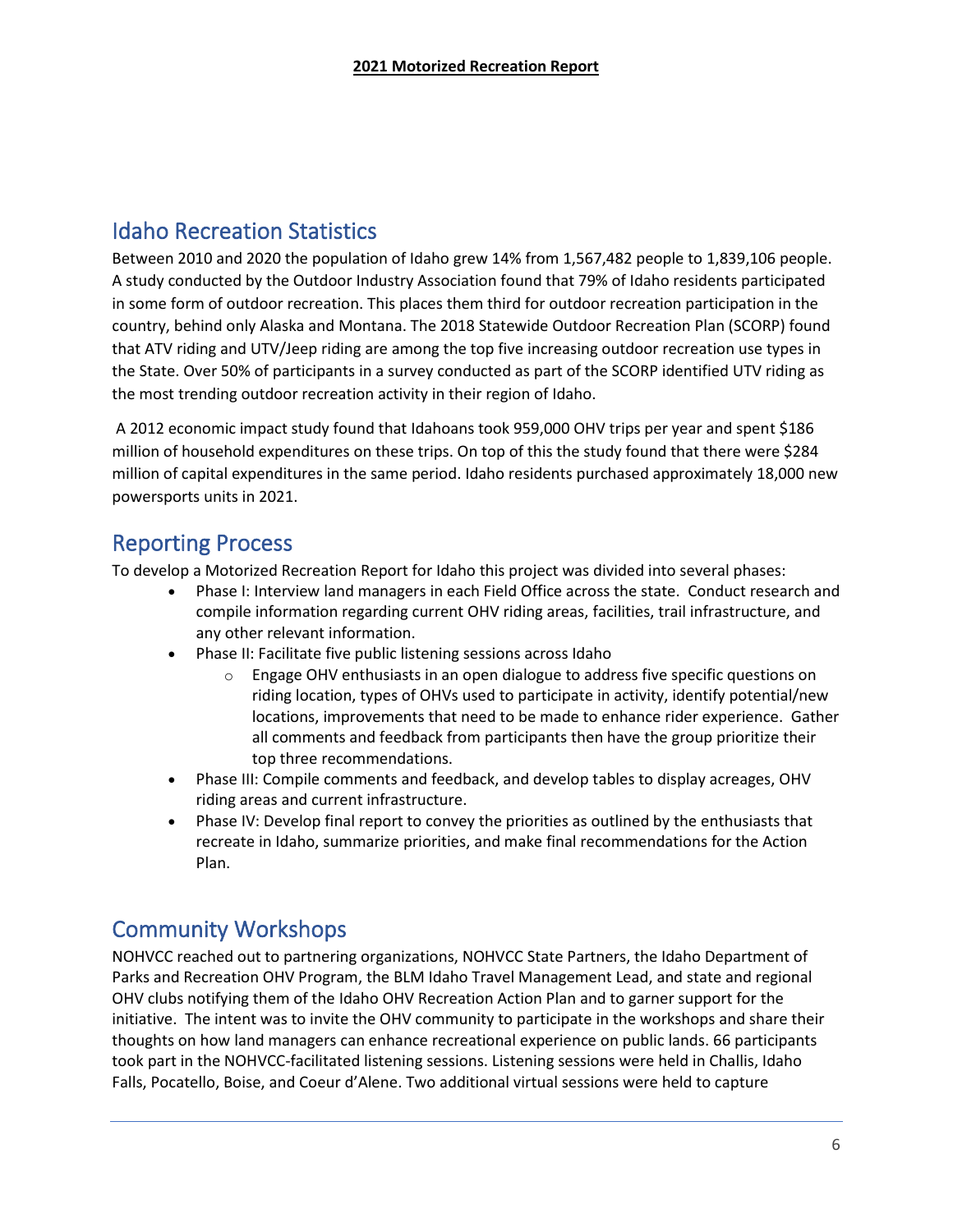## Idaho Recreation Statistics

Between 2010 and 2020 the population of Idaho grew 14% from 1,567,482 people to 1,839,106 people. A study conducted by the Outdoor Industry Association found that 79% of Idaho residents participated in some form of outdoor recreation. This places them third for outdoor recreation participation in the country, behind only Alaska and Montana. The 2018 Statewide Outdoor Recreation Plan (SCORP) found that ATV riding and UTV/Jeep riding are among the top five increasing outdoor recreation use types in the State. Over 50% of participants in a survey conducted as part of the SCORP identified UTV riding as the most trending outdoor recreation activity in their region of Idaho.

A 2012 economic impact study found that Idahoans took 959,000 OHV trips per year and spent $186 million of household expenditures on these trips. On top of this the study found that there were $284 million of capital expenditures in the same period. Idaho residents purchased approximately 18,000 new powersports units in 2021.

## Reporting Process

To develop a Motorized Recreation Report for Idaho this project was divided into several phases:

- Phase I: Interview land managers in each Field Office across the state. Conduct research and compile information regarding current OHV riding areas, facilities, trail infrastructure, and any other relevant information.
- Phase II: Facilitate five public listening sessions across Idaho
  - Engage OHV enthusiasts in an open dialogue to address five specific questions on riding location, types of OHVs used to participate in activity, identify potential/new locations, improvements that need to be made to enhance rider experience. Gather all comments and feedback from participants then have the group prioritize their top three recommendations.
- Phase III: Compile comments and feedback, and develop tables to display acreages, OHV riding areas and current infrastructure.
- Phase IV: Develop final report to convey the priorities as outlined by the enthusiasts that recreate in Idaho, summarize priorities, and make final recommendations for the Action Plan.

## Community Workshops

NOHVCC reached out to partnering organizations, NOHVCC State Partners, the Idaho Department of Parks and Recreation OHV Program, the BLM Idaho Travel Management Lead, and state and regional OHV clubs notifying them of the Idaho OHV Recreation Action Plan and to garner support for the initiative. The intent was to invite the OHV community to participate in the workshops and share their thoughts on how land managers can enhance recreational experience on public lands. 66 participants took part in the NOHVCC-facilitated listening sessions. Listening sessions were held in Challis, Idaho Falls, Pocatello, Boise, and Coeur d'Alene. Two additional virtual sessions were held to capture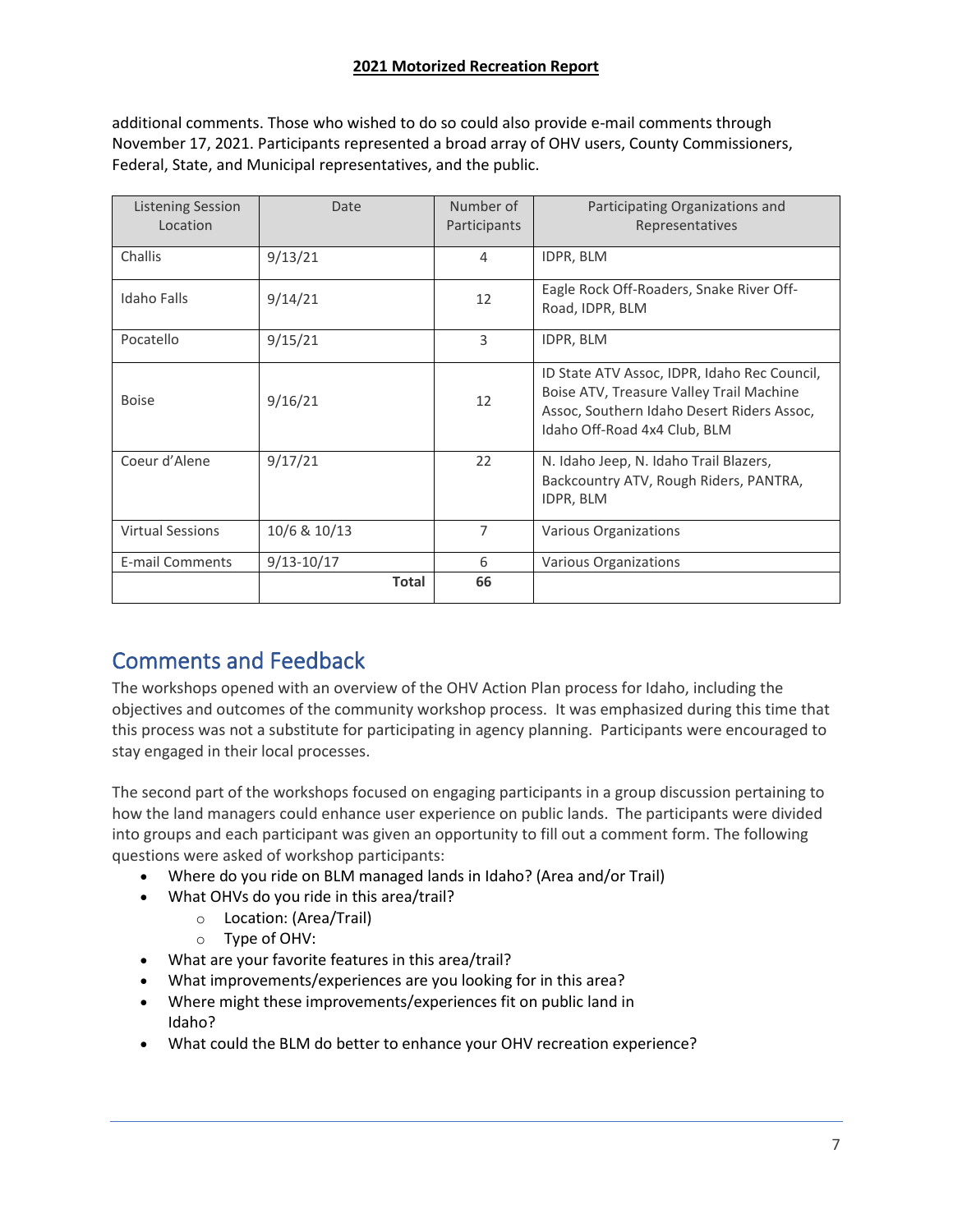additional comments. Those who wished to do so could also provide e-mail comments through November 17, 2021. Participants represented a broad array of OHV users, County Commissioners, Federal, State, and Municipal representatives, and the public.

| Listening Session Location | Date | Number of Participants | Participating Organizations and Representatives |
|---|---|---|---|
| Challis | 9/13/21 | 4 | IDPR, BLM |
| Idaho Falls | 9/14/21 | 12 | Eagle Rock Off-Roaders, Snake River Off-Road, IDPR, BLM |
| Pocatello | 9/15/21 | 3 | IDPR, BLM |
| Boise | 9/16/21 | 12 | ID State ATV Assoc, IDPR, Idaho Rec Council, Boise ATV, Treasure Valley Trail Machine Assoc, Southern Idaho Desert Riders Assoc, Idaho Off-Road 4x4 Club, BLM |
| Coeur d'Alene | 9/17/21 | 22 | N. Idaho Jeep, N. Idaho Trail Blazers, Backcountry ATV, Rough Riders, PANTRA, IDPR, BLM |
| Virtual Sessions | 10/6 & 10/13 | 7 | Various Organizations |
| E-mail Comments | 9/13-10/17 | 6 | Various Organizations |
| | **Total** | **66** | |

## Comments and Feedback

The workshops opened with an overview of the OHV Action Plan process for Idaho, including the objectives and outcomes of the community workshop process. It was emphasized during this time that this process was not a substitute for participating in agency planning. Participants were encouraged to stay engaged in their local processes.

The second part of the workshops focused on engaging participants in a group discussion pertaining to how the land managers could enhance user experience on public lands. The participants were divided into groups and each participant was given an opportunity to fill out a comment form. The following questions were asked of workshop participants:

- Where do you ride on BLM managed lands in Idaho? (Area and/or Trail)
- What OHVs do you ride in this area/trail?
  - Location: (Area/Trail)
  - Type of OHV:
- What are your favorite features in this area/trail?
- What improvements/experiences are you looking for in this area?
- Where might these improvements/experiences fit on public land in Idaho?
- What could the BLM do better to enhance your OHV recreation experience?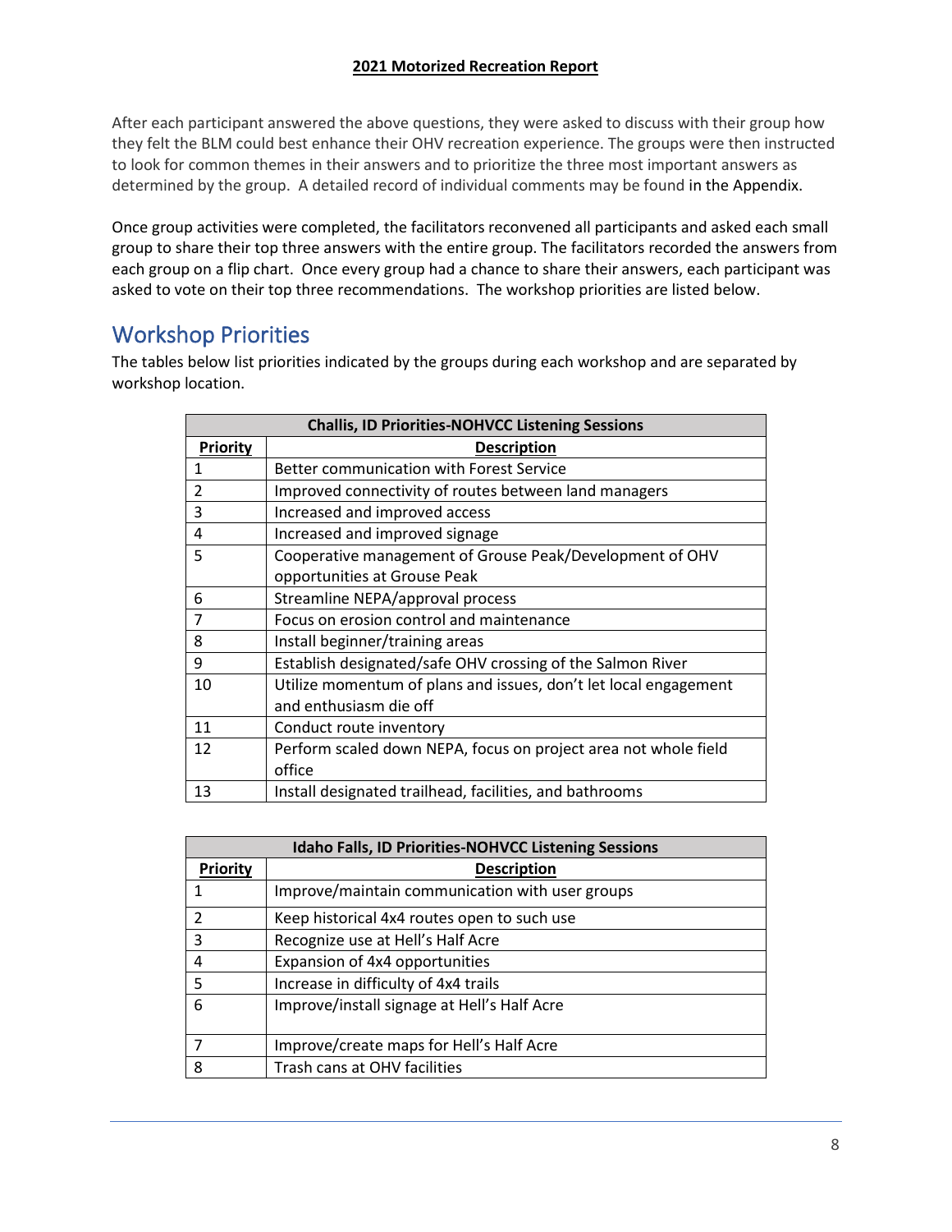After each participant answered the above questions, they were asked to discuss with their group how they felt the BLM could best enhance their OHV recreation experience. The groups were then instructed to look for common themes in their answers and to prioritize the three most important answers as determined by the group. A detailed record of individual comments may be found in the Appendix.

Once group activities were completed, the facilitators reconvened all participants and asked each small group to share their top three answers with the entire group. The facilitators recorded the answers from each group on a flip chart. Once every group had a chance to share their answers, each participant was asked to vote on their top three recommendations. The workshop priorities are listed below.

## Workshop Priorities

The tables below list priorities indicated by the groups during each workshop and are separated by workshop location.

| Challis, ID Priorities-NOHVCC Listening Sessions | |
|---|---|
| **Priority** | **Description** |
| 1 | Better communication with Forest Service |
| 2 | Improved connectivity of routes between land managers |
| 3 | Increased and improved access |
| 4 | Increased and improved signage |
| 5 | Cooperative management of Grouse Peak/Development of OHV opportunities at Grouse Peak |
| 6 | Streamline NEPA/approval process |
| 7 | Focus on erosion control and maintenance |
| 8 | Install beginner/training areas |
| 9 | Establish designated/safe OHV crossing of the Salmon River |
| 10 | Utilize momentum of plans and issues, don't let local engagement and enthusiasm die off |
| 11 | Conduct route inventory |
| 12 | Perform scaled down NEPA, focus on project area not whole field office |
| 13 | Install designated trailhead, facilities, and bathrooms |

| Idaho Falls, ID Priorities-NOHVCC Listening Sessions | |
|---|---|
| **Priority** | **Description** |
| 1 | Improve/maintain communication with user groups |
| 2 | Keep historical 4x4 routes open to such use |
| 3 | Recognize use at Hell's Half Acre |
| 4 | Expansion of 4x4 opportunities |
| 5 | Increase in difficulty of 4x4 trails |
| 6 | Improve/install signage at Hell's Half Acre |
| 7 | Improve/create maps for Hell's Half Acre |
| 8 | Trash cans at OHV facilities |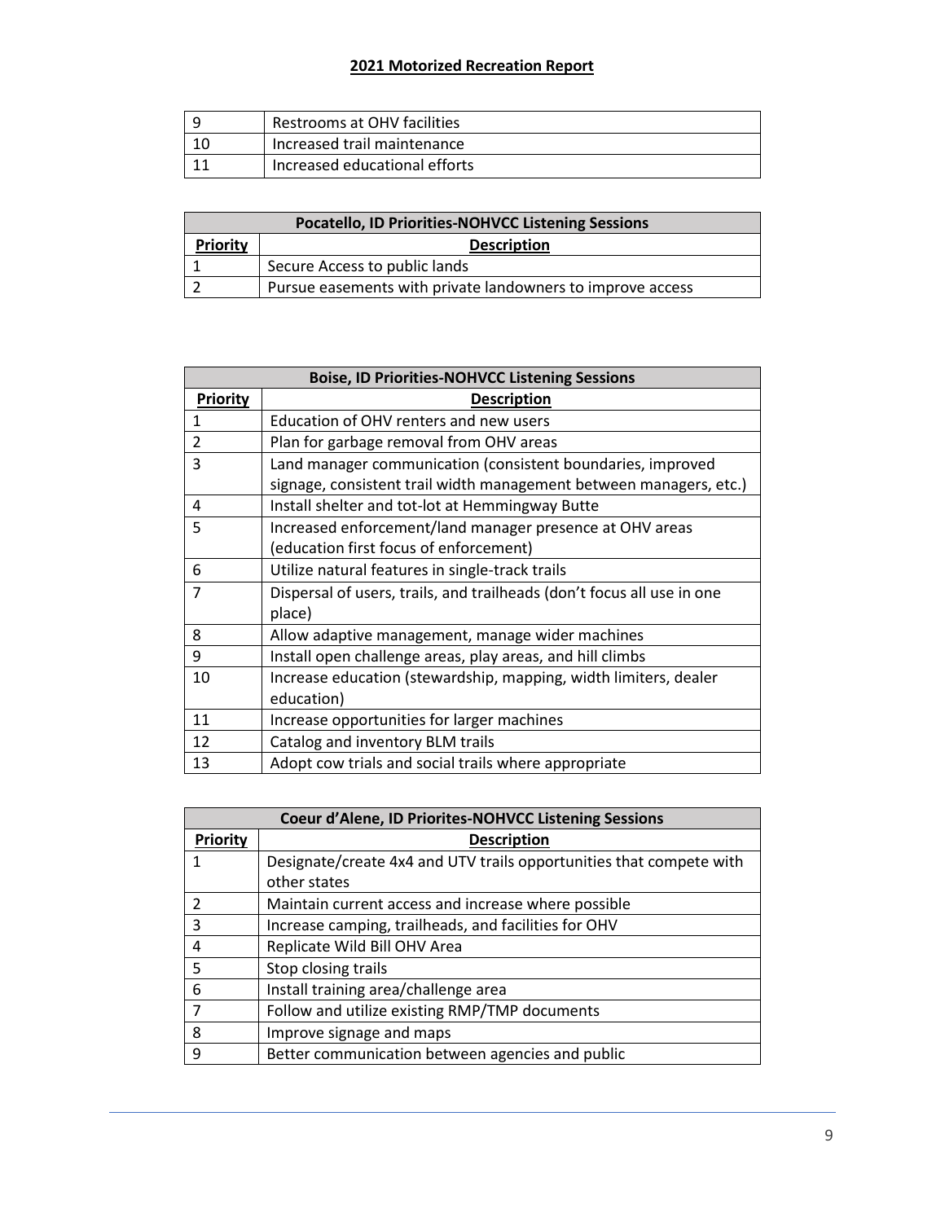| | |
|---|---|
| 9 | Restrooms at OHV facilities |
| 10 | Increased trail maintenance |
| 11 | Increased educational efforts |

| Pocatello, ID Priorities-NOHVCC Listening Sessions | |
|---|---|
| **Priority** | **Description** |
| 1 | Secure Access to public lands |
| 2 | Pursue easements with private landowners to improve access |

| Boise, ID Priorities-NOHVCC Listening Sessions | |
|---|---|
| **Priority** | **Description** |
| 1 | Education of OHV renters and new users |
| 2 | Plan for garbage removal from OHV areas |
| 3 | Land manager communication (consistent boundaries, improved signage, consistent trail width management between managers, etc.) |
| 4 | Install shelter and tot-lot at Hemmingway Butte |
| 5 | Increased enforcement/land manager presence at OHV areas (education first focus of enforcement) |
| 6 | Utilize natural features in single-track trails |
| 7 | Dispersal of users, trails, and trailheads (don't focus all use in one place) |
| 8 | Allow adaptive management, manage wider machines |
| 9 | Install open challenge areas, play areas, and hill climbs |
| 10 | Increase education (stewardship, mapping, width limiters, dealer education) |
| 11 | Increase opportunities for larger machines |
| 12 | Catalog and inventory BLM trails |
| 13 | Adopt cow trials and social trails where appropriate |

| Coeur d'Alene, ID Priorites-NOHVCC Listening Sessions | |
|---|---|
| **Priority** | **Description** |
| 1 | Designate/create 4x4 and UTV trails opportunities that compete with other states |
| 2 | Maintain current access and increase where possible |
| 3 | Increase camping, trailheads, and facilities for OHV |
| 4 | Replicate Wild Bill OHV Area |
| 5 | Stop closing trails |
| 6 | Install training area/challenge area |
| 7 | Follow and utilize existing RMP/TMP documents |
| 8 | Improve signage and maps |
| 9 | Better communication between agencies and public |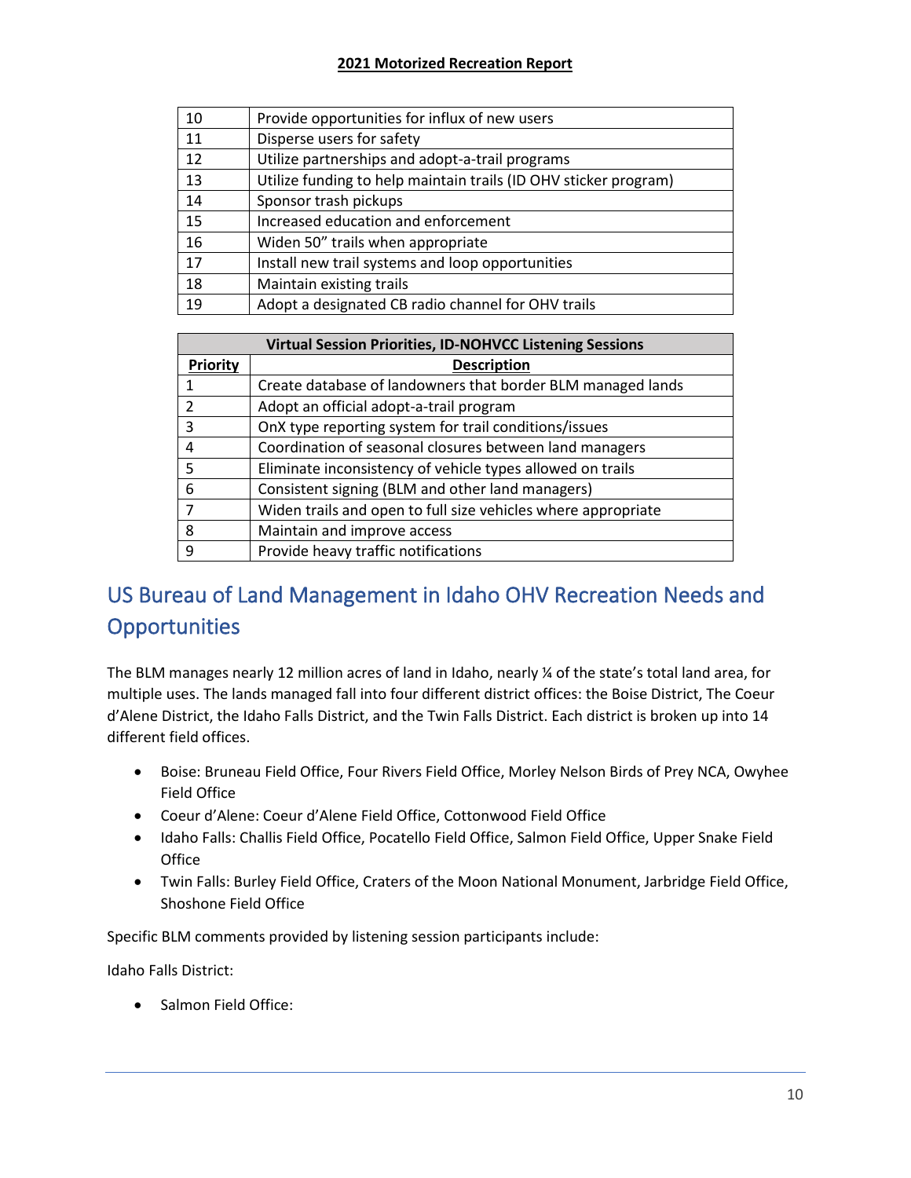| | |
|---|---|
| 10 | Provide opportunities for influx of new users |
| 11 | Disperse users for safety |
| 12 | Utilize partnerships and adopt-a-trail programs |
| 13 | Utilize funding to help maintain trails (ID OHV sticker program) |
| 14 | Sponsor trash pickups |
| 15 | Increased education and enforcement |
| 16 | Widen 50" trails when appropriate |
| 17 | Install new trail systems and loop opportunities |
| 18 | Maintain existing trails |
| 19 | Adopt a designated CB radio channel for OHV trails |

| Virtual Session Priorities, ID-NOHVCC Listening Sessions | |
|---|---|
| **Priority** | **Description** |
| 1 | Create database of landowners that border BLM managed lands |
| 2 | Adopt an official adopt-a-trail program |
| 3 | OnX type reporting system for trail conditions/issues |
| 4 | Coordination of seasonal closures between land managers |
| 5 | Eliminate inconsistency of vehicle types allowed on trails |
| 6 | Consistent signing (BLM and other land managers) |
| 7 | Widen trails and open to full size vehicles where appropriate |
| 8 | Maintain and improve access |
| 9 | Provide heavy traffic notifications |

## US Bureau of Land Management in Idaho OHV Recreation Needs and Opportunities

The BLM manages nearly 12 million acres of land in Idaho, nearly ¼ of the state's total land area, for multiple uses. The lands managed fall into four different district offices: the Boise District, The Coeur d'Alene District, the Idaho Falls District, and the Twin Falls District. Each district is broken up into 14 different field offices.

- Boise: Bruneau Field Office, Four Rivers Field Office, Morley Nelson Birds of Prey NCA, Owyhee Field Office
- Coeur d'Alene: Coeur d'Alene Field Office, Cottonwood Field Office
- Idaho Falls: Challis Field Office, Pocatello Field Office, Salmon Field Office, Upper Snake Field Office
- Twin Falls: Burley Field Office, Craters of the Moon National Monument, Jarbridge Field Office, Shoshone Field Office

Specific BLM comments provided by listening session participants include:

Idaho Falls District:

- Salmon Field Office: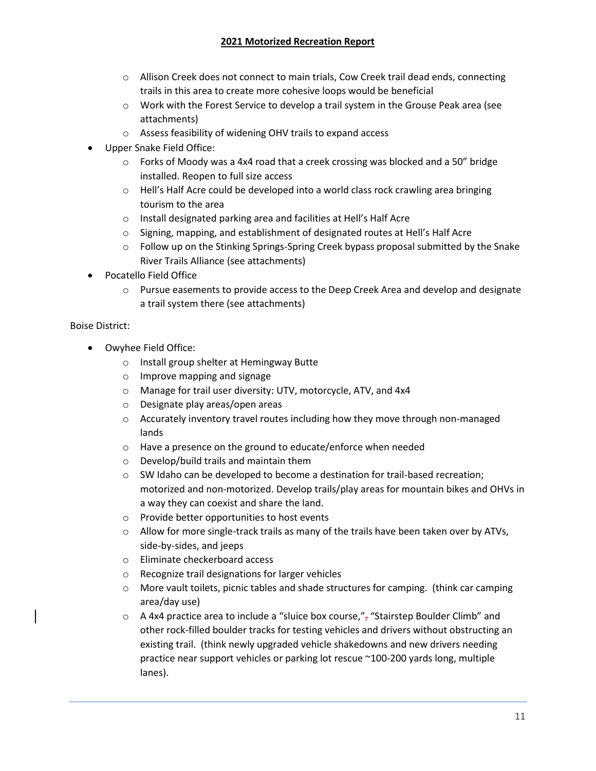- Allison Creek does not connect to main trials, Cow Creek trail dead ends, connecting trails in this area to create more cohesive loops would be beneficial
    - Work with the Forest Service to develop a trail system in the Grouse Peak area (see attachments)
    - Assess feasibility of widening OHV trails to expand access
- Upper Snake Field Office:
    - Forks of Moody was a 4x4 road that a creek crossing was blocked and a 50" bridge installed. Reopen to full size access
    - Hell's Half Acre could be developed into a world class rock crawling area bringing tourism to the area
    - Install designated parking area and facilities at Hell's Half Acre
    - Signing, mapping, and establishment of designated routes at Hell's Half Acre
    - Follow up on the Stinking Springs-Spring Creek bypass proposal submitted by the Snake River Trails Alliance (see attachments)
- Pocatello Field Office
    - Pursue easements to provide access to the Deep Creek Area and develop and designate a trail system there (see attachments)

Boise District:

- Owyhee Field Office:
    - Install group shelter at Hemingway Butte
    - Improve mapping and signage
    - Manage for trail user diversity: UTV, motorcycle, ATV, and 4x4
    - Designate play areas/open areas
    - Accurately inventory travel routes including how they move through non-managed lands
    - Have a presence on the ground to educate/enforce when needed
    - Develop/build trails and maintain them
    - SW Idaho can be developed to become a destination for trail-based recreation; motorized and non-motorized. Develop trails/play areas for mountain bikes and OHVs in a way they can coexist and share the land.
    - Provide better opportunities to host events
    - Allow for more single-track trails as many of the trails have been taken over by ATVs, side-by-sides, and jeeps
    - Eliminate checkerboard access
    - Recognize trail designations for larger vehicles
    - More vault toilets, picnic tables and shade structures for camping. (think car camping area/day use)
    - A 4x4 practice area to include a "sluice box course," "Stairstep Boulder Climb" and other rock-filled boulder tracks for testing vehicles and drivers without obstructing an existing trail. (think newly upgraded vehicle shakedowns and new drivers needing practice near support vehicles or parking lot rescue ~100-200 yards long, multiple lanes).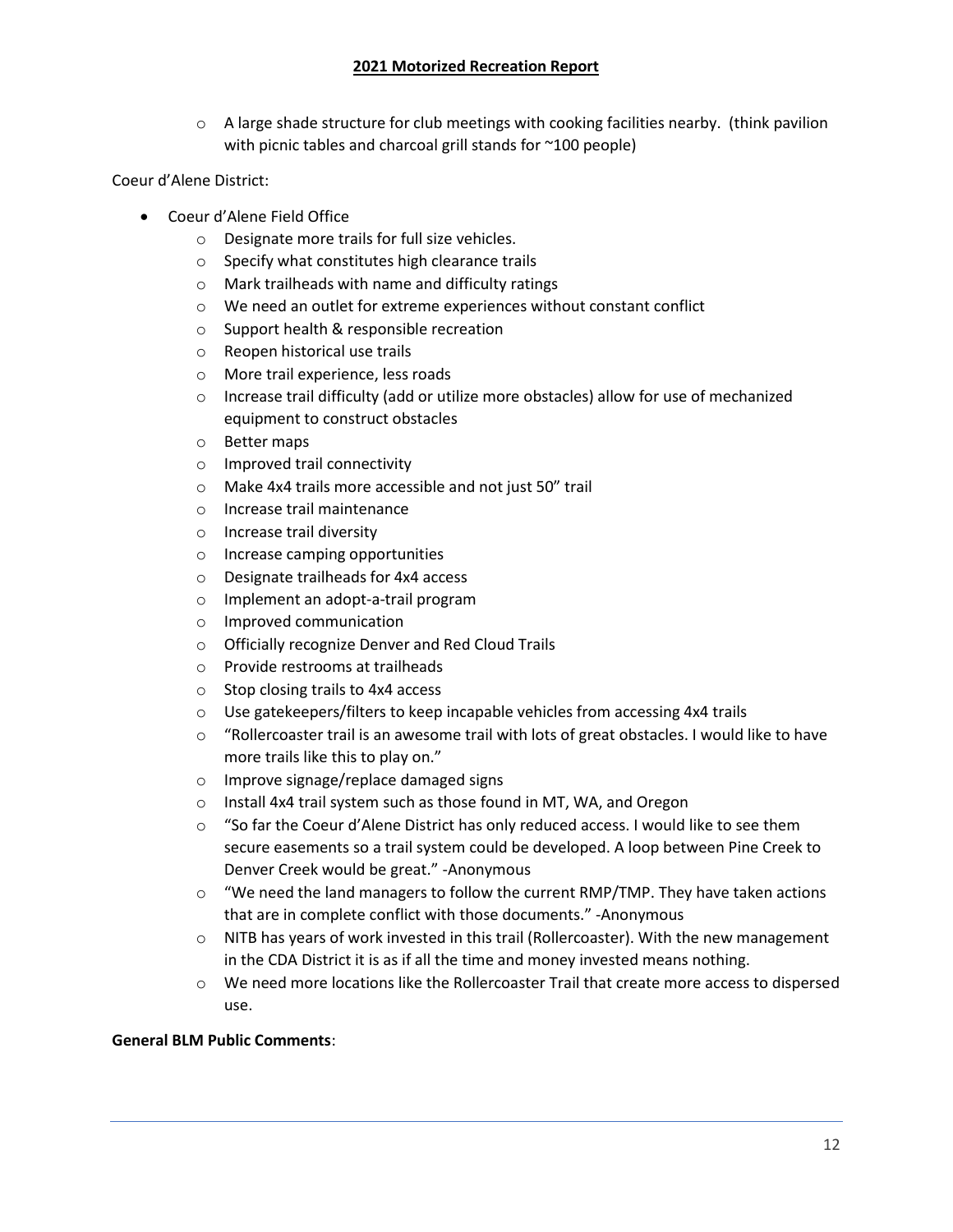- A large shade structure for club meetings with cooking facilities nearby. (think pavilion with picnic tables and charcoal grill stands for ~100 people)

Coeur d'Alene District:

- Coeur d'Alene Field Office
  - Designate more trails for full size vehicles.
  - Specify what constitutes high clearance trails
  - Mark trailheads with name and difficulty ratings
  - We need an outlet for extreme experiences without constant conflict
  - Support health & responsible recreation
  - Reopen historical use trails
  - More trail experience, less roads
  - Increase trail difficulty (add or utilize more obstacles) allow for use of mechanized equipment to construct obstacles
  - Better maps
  - Improved trail connectivity
  - Make 4x4 trails more accessible and not just 50" trail
  - Increase trail maintenance
  - Increase trail diversity
  - Increase camping opportunities
  - Designate trailheads for 4x4 access
  - Implement an adopt-a-trail program
  - Improved communication
  - Officially recognize Denver and Red Cloud Trails
  - Provide restrooms at trailheads
  - Stop closing trails to 4x4 access
  - Use gatekeepers/filters to keep incapable vehicles from accessing 4x4 trails
  - "Rollercoaster trail is an awesome trail with lots of great obstacles. I would like to have more trails like this to play on."
  - Improve signage/replace damaged signs
  - Install 4x4 trail system such as those found in MT, WA, and Oregon
  - "So far the Coeur d'Alene District has only reduced access. I would like to see them secure easements so a trail system could be developed. A loop between Pine Creek to Denver Creek would be great." -Anonymous
  - "We need the land managers to follow the current RMP/TMP. They have taken actions that are in complete conflict with those documents." -Anonymous
  - NITB has years of work invested in this trail (Rollercoaster). With the new management in the CDA District it is as if all the time and money invested means nothing.
  - We need more locations like the Rollercoaster Trail that create more access to dispersed use.

**General BLM Public Comments**: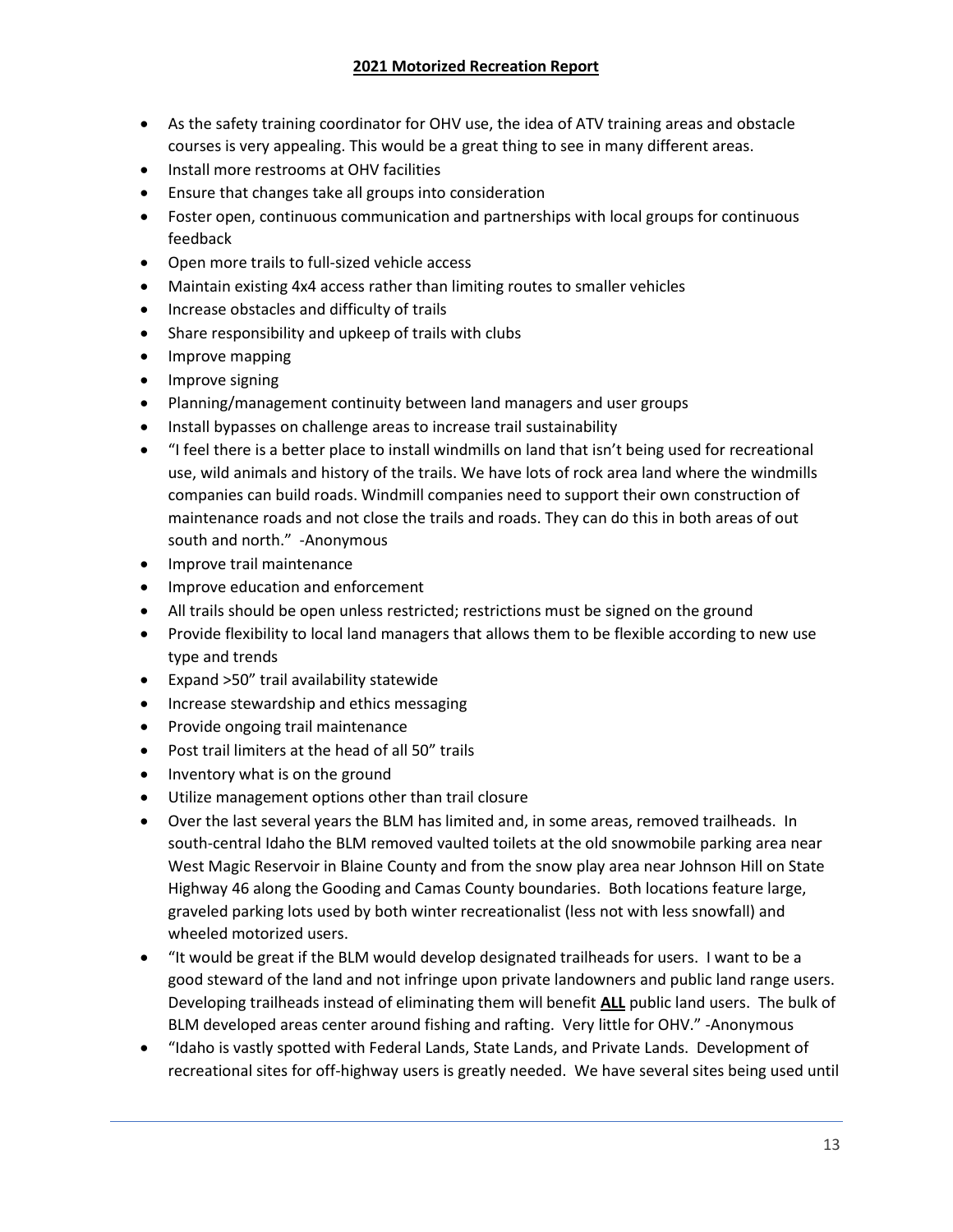- As the safety training coordinator for OHV use, the idea of ATV training areas and obstacle courses is very appealing. This would be a great thing to see in many different areas.
- Install more restrooms at OHV facilities
- Ensure that changes take all groups into consideration
- Foster open, continuous communication and partnerships with local groups for continuous feedback
- Open more trails to full-sized vehicle access
- Maintain existing 4x4 access rather than limiting routes to smaller vehicles
- Increase obstacles and difficulty of trails
- Share responsibility and upkeep of trails with clubs
- Improve mapping
- Improve signing
- Planning/management continuity between land managers and user groups
- Install bypasses on challenge areas to increase trail sustainability
- "I feel there is a better place to install windmills on land that isn't being used for recreational use, wild animals and history of the trails. We have lots of rock area land where the windmills companies can build roads. Windmill companies need to support their own construction of maintenance roads and not close the trails and roads. They can do this in both areas of out south and north." -Anonymous
- Improve trail maintenance
- Improve education and enforcement
- All trails should be open unless restricted; restrictions must be signed on the ground
- Provide flexibility to local land managers that allows them to be flexible according to new use type and trends
- Expand >50" trail availability statewide
- Increase stewardship and ethics messaging
- Provide ongoing trail maintenance
- Post trail limiters at the head of all 50" trails
- Inventory what is on the ground
- Utilize management options other than trail closure
- Over the last several years the BLM has limited and, in some areas, removed trailheads. In south-central Idaho the BLM removed vaulted toilets at the old snowmobile parking area near West Magic Reservoir in Blaine County and from the snow play area near Johnson Hill on State Highway 46 along the Gooding and Camas County boundaries. Both locations feature large, graveled parking lots used by both winter recreationalist (less not with less snowfall) and wheeled motorized users.
- "It would be great if the BLM would develop designated trailheads for users. I want to be a good steward of the land and not infringe upon private landowners and public land range users. Developing trailheads instead of eliminating them will benefit **ALL** public land users. The bulk of BLM developed areas center around fishing and rafting. Very little for OHV." -Anonymous
- "Idaho is vastly spotted with Federal Lands, State Lands, and Private Lands. Development of recreational sites for off-highway users is greatly needed. We have several sites being used until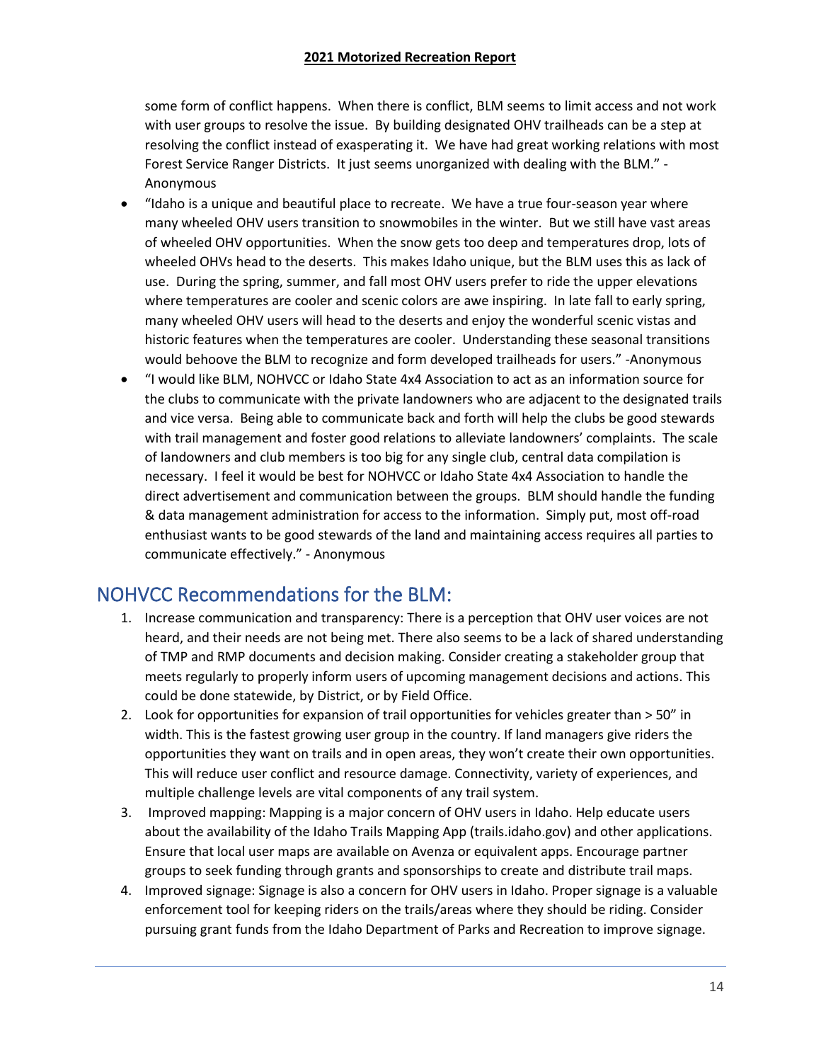some form of conflict happens. When there is conflict, BLM seems to limit access and not work with user groups to resolve the issue. By building designated OHV trailheads can be a step at resolving the conflict instead of exasperating it. We have had great working relations with most Forest Service Ranger Districts. It just seems unorganized with dealing with the BLM." - Anonymous

- "Idaho is a unique and beautiful place to recreate. We have a true four-season year where many wheeled OHV users transition to snowmobiles in the winter. But we still have vast areas of wheeled OHV opportunities. When the snow gets too deep and temperatures drop, lots of wheeled OHVs head to the deserts. This makes Idaho unique, but the BLM uses this as lack of use. During the spring, summer, and fall most OHV users prefer to ride the upper elevations where temperatures are cooler and scenic colors are awe inspiring. In late fall to early spring, many wheeled OHV users will head to the deserts and enjoy the wonderful scenic vistas and historic features when the temperatures are cooler. Understanding these seasonal transitions would behoove the BLM to recognize and form developed trailheads for users." -Anonymous
- "I would like BLM, NOHVCC or Idaho State 4x4 Association to act as an information source for the clubs to communicate with the private landowners who are adjacent to the designated trails and vice versa. Being able to communicate back and forth will help the clubs be good stewards with trail management and foster good relations to alleviate landowners' complaints. The scale of landowners and club members is too big for any single club, central data compilation is necessary. I feel it would be best for NOHVCC or Idaho State 4x4 Association to handle the direct advertisement and communication between the groups. BLM should handle the funding & data management administration for access to the information. Simply put, most off-road enthusiast wants to be good stewards of the land and maintaining access requires all parties to communicate effectively." - Anonymous

## NOHVCC Recommendations for the BLM:

1. Increase communication and transparency: There is a perception that OHV user voices are not heard, and their needs are not being met. There also seems to be a lack of shared understanding of TMP and RMP documents and decision making. Consider creating a stakeholder group that meets regularly to properly inform users of upcoming management decisions and actions. This could be done statewide, by District, or by Field Office.
2. Look for opportunities for expansion of trail opportunities for vehicles greater than > 50" in width. This is the fastest growing user group in the country. If land managers give riders the opportunities they want on trails and in open areas, they won't create their own opportunities. This will reduce user conflict and resource damage. Connectivity, variety of experiences, and multiple challenge levels are vital components of any trail system.
3. Improved mapping: Mapping is a major concern of OHV users in Idaho. Help educate users about the availability of the Idaho Trails Mapping App (trails.idaho.gov) and other applications. Ensure that local user maps are available on Avenza or equivalent apps. Encourage partner groups to seek funding through grants and sponsorships to create and distribute trail maps.
4. Improved signage: Signage is also a concern for OHV users in Idaho. Proper signage is a valuable enforcement tool for keeping riders on the trails/areas where they should be riding. Consider pursuing grant funds from the Idaho Department of Parks and Recreation to improve signage.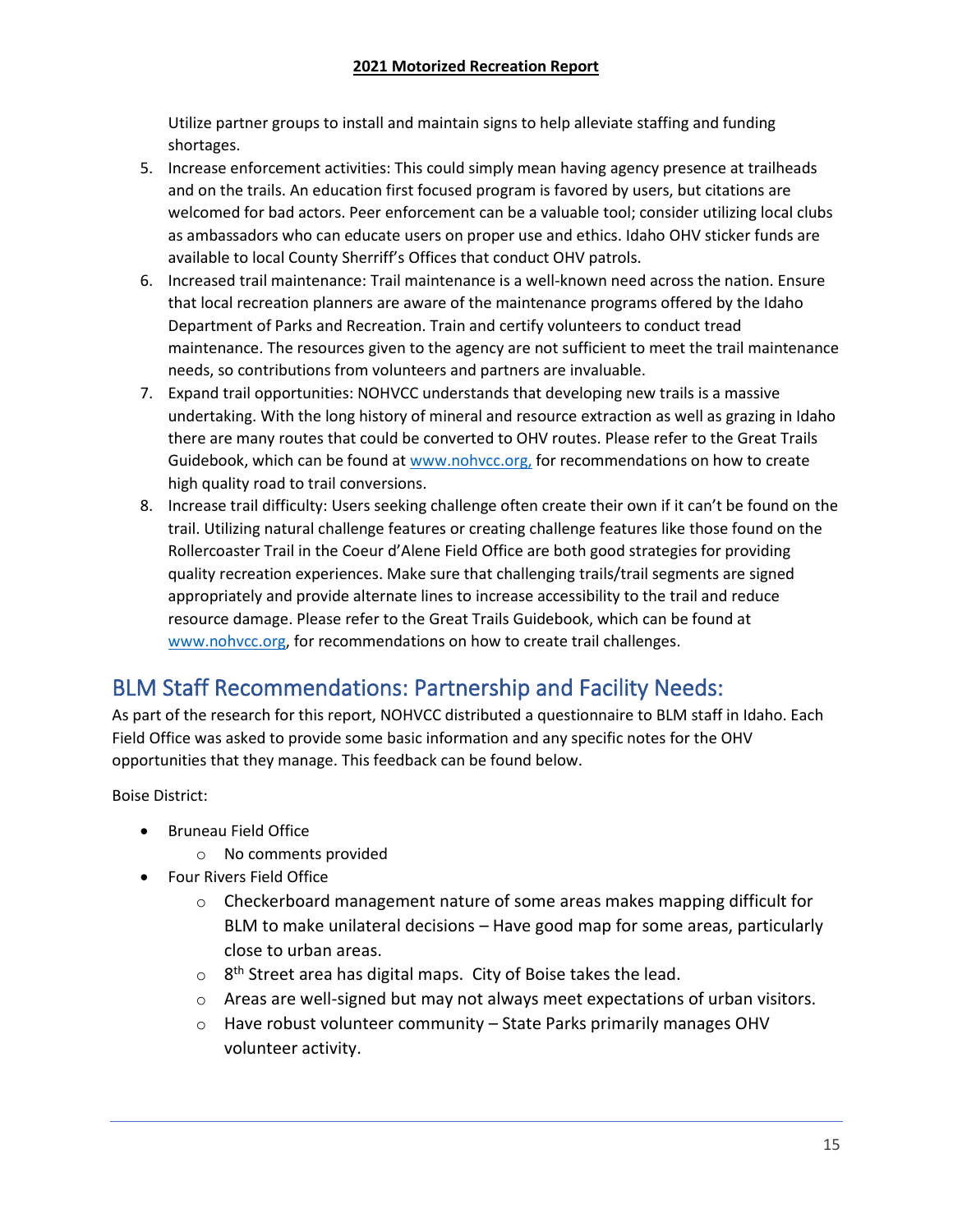Utilize partner groups to install and maintain signs to help alleviate staffing and funding shortages.

5. Increase enforcement activities: This could simply mean having agency presence at trailheads and on the trails. An education first focused program is favored by users, but citations are welcomed for bad actors. Peer enforcement can be a valuable tool; consider utilizing local clubs as ambassadors who can educate users on proper use and ethics. Idaho OHV sticker funds are available to local County Sherriff's Offices that conduct OHV patrols.
6. Increased trail maintenance: Trail maintenance is a well-known need across the nation. Ensure that local recreation planners are aware of the maintenance programs offered by the Idaho Department of Parks and Recreation. Train and certify volunteers to conduct tread maintenance. The resources given to the agency are not sufficient to meet the trail maintenance needs, so contributions from volunteers and partners are invaluable.
7. Expand trail opportunities: NOHVCC understands that developing new trails is a massive undertaking. With the long history of mineral and resource extraction as well as grazing in Idaho there are many routes that could be converted to OHV routes. Please refer to the Great Trails Guidebook, which can be found at [www.nohvcc.org,](www.nohvcc.org) for recommendations on how to create high quality road to trail conversions.
8. Increase trail difficulty: Users seeking challenge often create their own if it can't be found on the trail. Utilizing natural challenge features or creating challenge features like those found on the Rollercoaster Trail in the Coeur d'Alene Field Office are both good strategies for providing quality recreation experiences. Make sure that challenging trails/trail segments are signed appropriately and provide alternate lines to increase accessibility to the trail and reduce resource damage. Please refer to the Great Trails Guidebook, which can be found at [www.nohvcc.org](www.nohvcc.org), for recommendations on how to create trail challenges.

## BLM Staff Recommendations: Partnership and Facility Needs:

As part of the research for this report, NOHVCC distributed a questionnaire to BLM staff in Idaho. Each Field Office was asked to provide some basic information and any specific notes for the OHV opportunities that they manage. This feedback can be found below.

Boise District:

- Bruneau Field Office
  - No comments provided
- Four Rivers Field Office
  - Checkerboard management nature of some areas makes mapping difficult for BLM to make unilateral decisions – Have good map for some areas, particularly close to urban areas.
  - 8th Street area has digital maps. City of Boise takes the lead.
  - Areas are well-signed but may not always meet expectations of urban visitors.
  - Have robust volunteer community – State Parks primarily manages OHV volunteer activity.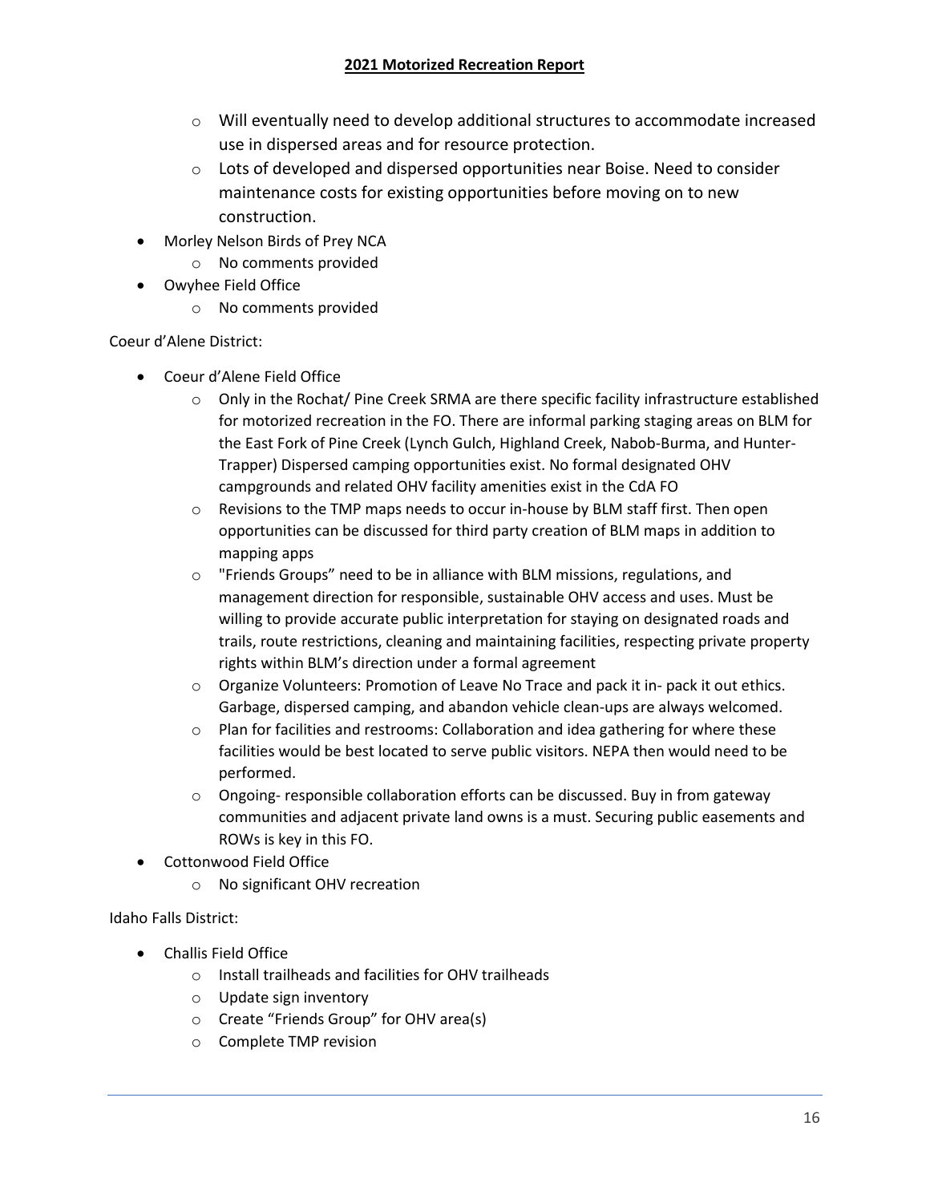- Will eventually need to develop additional structures to accommodate increased use in dispersed areas and for resource protection.
  - Lots of developed and dispersed opportunities near Boise. Need to consider maintenance costs for existing opportunities before moving on to new construction.
- Morley Nelson Birds of Prey NCA
  - No comments provided
- Owyhee Field Office
  - No comments provided

Coeur d'Alene District:

- Coeur d'Alene Field Office
  - Only in the Rochat/ Pine Creek SRMA are there specific facility infrastructure established for motorized recreation in the FO. There are informal parking staging areas on BLM for the East Fork of Pine Creek (Lynch Gulch, Highland Creek, Nabob-Burma, and Hunter-Trapper) Dispersed camping opportunities exist. No formal designated OHV campgrounds and related OHV facility amenities exist in the CdA FO
  - Revisions to the TMP maps needs to occur in-house by BLM staff first. Then open opportunities can be discussed for third party creation of BLM maps in addition to mapping apps
  - "Friends Groups" need to be in alliance with BLM missions, regulations, and management direction for responsible, sustainable OHV access and uses. Must be willing to provide accurate public interpretation for staying on designated roads and trails, route restrictions, cleaning and maintaining facilities, respecting private property rights within BLM's direction under a formal agreement
  - Organize Volunteers: Promotion of Leave No Trace and pack it in- pack it out ethics. Garbage, dispersed camping, and abandon vehicle clean-ups are always welcomed.
  - Plan for facilities and restrooms: Collaboration and idea gathering for where these facilities would be best located to serve public visitors. NEPA then would need to be performed.
  - Ongoing- responsible collaboration efforts can be discussed. Buy in from gateway communities and adjacent private land owns is a must. Securing public easements and ROWs is key in this FO.
- Cottonwood Field Office
  - No significant OHV recreation

Idaho Falls District:

- Challis Field Office
  - Install trailheads and facilities for OHV trailheads
  - Update sign inventory
  - Create "Friends Group" for OHV area(s)
  - Complete TMP revision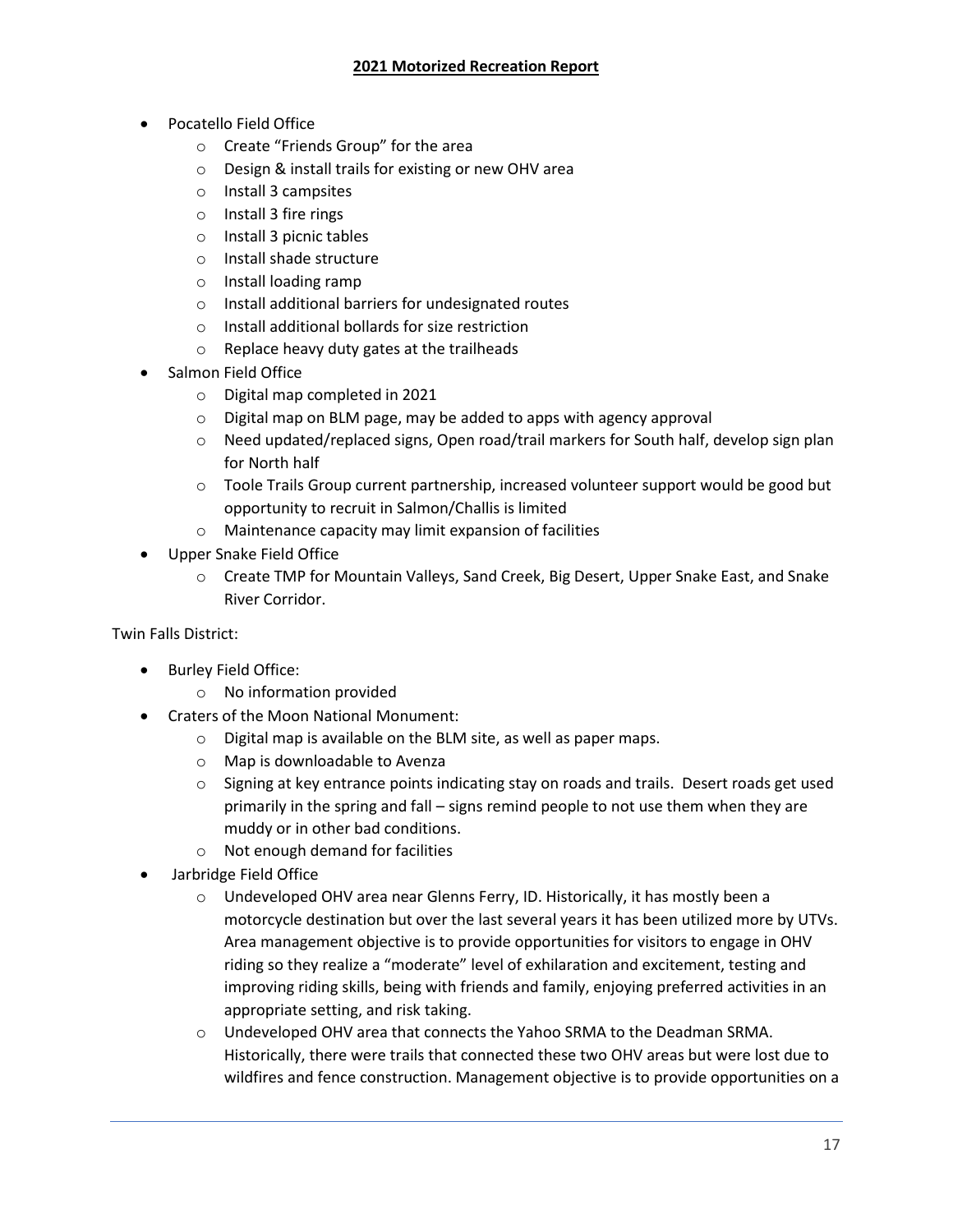- Pocatello Field Office
  - Create "Friends Group" for the area
  - Design & install trails for existing or new OHV area
  - Install 3 campsites
  - Install 3 fire rings
  - Install 3 picnic tables
  - Install shade structure
  - Install loading ramp
  - Install additional barriers for undesignated routes
  - Install additional bollards for size restriction
  - Replace heavy duty gates at the trailheads
- Salmon Field Office
  - Digital map completed in 2021
  - Digital map on BLM page, may be added to apps with agency approval
  - Need updated/replaced signs, Open road/trail markers for South half, develop sign plan for North half
  - Toole Trails Group current partnership, increased volunteer support would be good but opportunity to recruit in Salmon/Challis is limited
  - Maintenance capacity may limit expansion of facilities
- Upper Snake Field Office
  - Create TMP for Mountain Valleys, Sand Creek, Big Desert, Upper Snake East, and Snake River Corridor.

Twin Falls District:

- Burley Field Office:
  - No information provided
- Craters of the Moon National Monument:
  - Digital map is available on the BLM site, as well as paper maps.
  - Map is downloadable to Avenza
  - Signing at key entrance points indicating stay on roads and trails. Desert roads get used primarily in the spring and fall – signs remind people to not use them when they are muddy or in other bad conditions.
  - Not enough demand for facilities
- Jarbridge Field Office
  - Undeveloped OHV area near Glenns Ferry, ID. Historically, it has mostly been a motorcycle destination but over the last several years it has been utilized more by UTVs. Area management objective is to provide opportunities for visitors to engage in OHV riding so they realize a "moderate" level of exhilaration and excitement, testing and improving riding skills, being with friends and family, enjoying preferred activities in an appropriate setting, and risk taking.
  - Undeveloped OHV area that connects the Yahoo SRMA to the Deadman SRMA. Historically, there were trails that connected these two OHV areas but were lost due to wildfires and fence construction. Management objective is to provide opportunities on a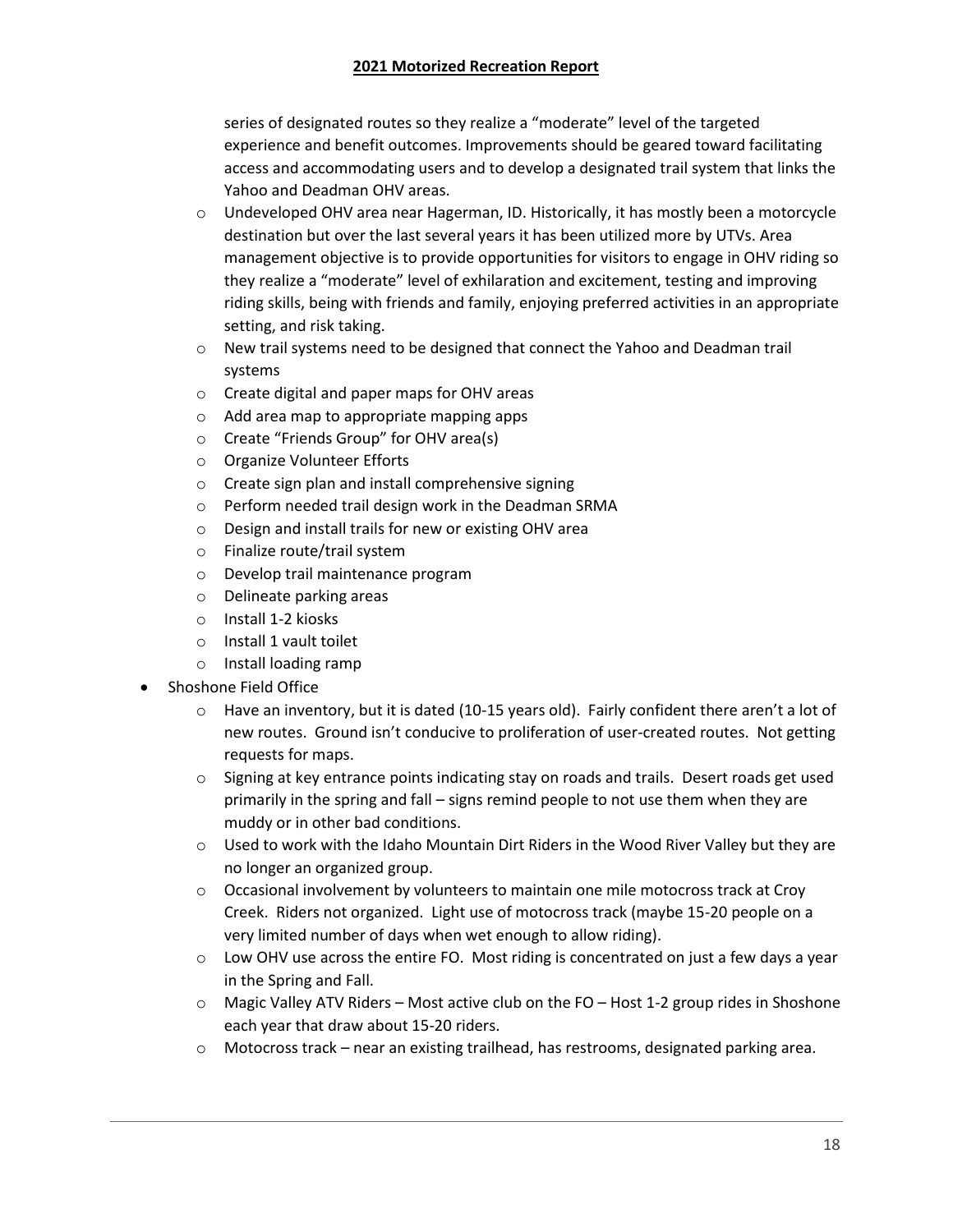series of designated routes so they realize a "moderate" level of the targeted experience and benefit outcomes. Improvements should be geared toward facilitating access and accommodating users and to develop a designated trail system that links the Yahoo and Deadman OHV areas.

- Undeveloped OHV area near Hagerman, ID. Historically, it has mostly been a motorcycle destination but over the last several years it has been utilized more by UTVs. Area management objective is to provide opportunities for visitors to engage in OHV riding so they realize a "moderate" level of exhilaration and excitement, testing and improving riding skills, being with friends and family, enjoying preferred activities in an appropriate setting, and risk taking.
- New trail systems need to be designed that connect the Yahoo and Deadman trail systems
- Create digital and paper maps for OHV areas
- Add area map to appropriate mapping apps
- Create "Friends Group" for OHV area(s)
- Organize Volunteer Efforts
- Create sign plan and install comprehensive signing
- Perform needed trail design work in the Deadman SRMA
- Design and install trails for new or existing OHV area
- Finalize route/trail system
- Develop trail maintenance program
- Delineate parking areas
- Install 1-2 kiosks
- Install 1 vault toilet
- Install loading ramp

- Shoshone Field Office
  - Have an inventory, but it is dated (10-15 years old). Fairly confident there aren't a lot of new routes. Ground isn't conducive to proliferation of user-created routes. Not getting requests for maps.
  - Signing at key entrance points indicating stay on roads and trails. Desert roads get used primarily in the spring and fall – signs remind people to not use them when they are muddy or in other bad conditions.
  - Used to work with the Idaho Mountain Dirt Riders in the Wood River Valley but they are no longer an organized group.
  - Occasional involvement by volunteers to maintain one mile motocross track at Croy Creek. Riders not organized. Light use of motocross track (maybe 15-20 people on a very limited number of days when wet enough to allow riding).
  - Low OHV use across the entire FO. Most riding is concentrated on just a few days a year in the Spring and Fall.
  - Magic Valley ATV Riders – Most active club on the FO – Host 1-2 group rides in Shoshone each year that draw about 15-20 riders.
  - Motocross track – near an existing trailhead, has restrooms, designated parking area.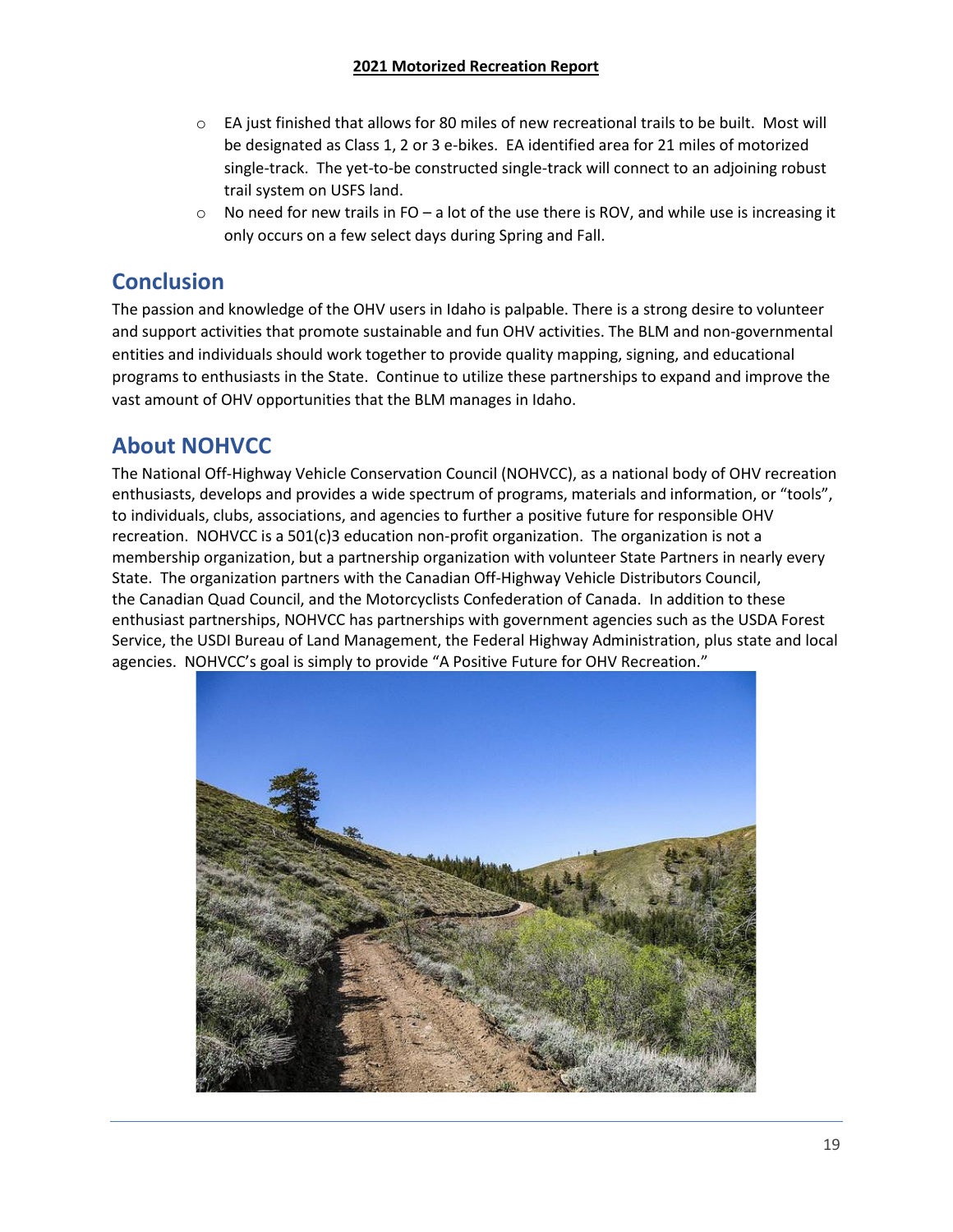- EA just finished that allows for 80 miles of new recreational trails to be built. Most will be designated as Class 1, 2 or 3 e-bikes. EA identified area for 21 miles of motorized single-track. The yet-to-be constructed single-track will connect to an adjoining robust trail system on USFS land.
- No need for new trails in FO – a lot of the use there is ROV, and while use is increasing it only occurs on a few select days during Spring and Fall.

## Conclusion

The passion and knowledge of the OHV users in Idaho is palpable. There is a strong desire to volunteer and support activities that promote sustainable and fun OHV activities. The BLM and non-governmental entities and individuals should work together to provide quality mapping, signing, and educational programs to enthusiasts in the State. Continue to utilize these partnerships to expand and improve the vast amount of OHV opportunities that the BLM manages in Idaho.

## About NOHVCC

The National Off-Highway Vehicle Conservation Council (NOHVCC), as a national body of OHV recreation enthusiasts, develops and provides a wide spectrum of programs, materials and information, or "tools", to individuals, clubs, associations, and agencies to further a positive future for responsible OHV recreation. NOHVCC is a 501(c)3 education non-profit organization. The organization is not a membership organization, but a partnership organization with volunteer State Partners in nearly every State. The organization partners with the Canadian Off-Highway Vehicle Distributors Council, the Canadian Quad Council, and the Motorcyclists Confederation of Canada. In addition to these enthusiast partnerships, NOHVCC has partnerships with government agencies such as the USDA Forest Service, the USDI Bureau of Land Management, the Federal Highway Administration, plus state and local agencies. NOHVCC's goal is simply to provide "A Positive Future for OHV Recreation."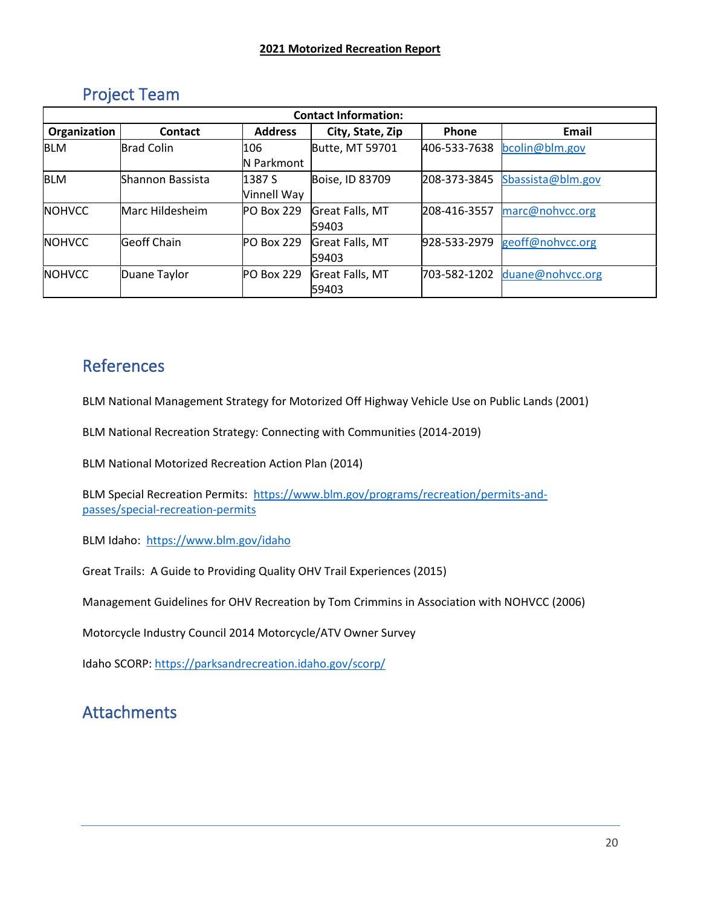## Project Team

| Contact Information: | | | | | |
|---|---|---|---|---|---|
| **Organization** | **Contact** | **Address** | **City, State, Zip** | **Phone** | **Email** |
| BLM | Brad Colin | 106 N Parkmont | Butte, MT 59701 | 406-533-7638 | bcolin@blm.gov |
| BLM | Shannon Bassista | 1387 S Vinnell Way | Boise, ID 83709 | 208-373-3845 | Sbassista@blm.gov |
| NOHVCC | Marc Hildesheim | PO Box 229 | Great Falls, MT 59403 | 208-416-3557 | marc@nohvcc.org |
| NOHVCC | Geoff Chain | PO Box 229 | Great Falls, MT 59403 | 928-533-2979 | geoff@nohvcc.org |
| NOHVCC | Duane Taylor | PO Box 229 | Great Falls, MT 59403 | 703-582-1202 | duane@nohvcc.org |

## References

BLM National Management Strategy for Motorized Off Highway Vehicle Use on Public Lands (2001)

BLM National Recreation Strategy: Connecting with Communities (2014-2019)

BLM National Motorized Recreation Action Plan (2014)

BLM Special Recreation Permits: https://www.blm.gov/programs/recreation/permits-and-passes/special-recreation-permits

BLM Idaho: https://www.blm.gov/idaho

Great Trails: A Guide to Providing Quality OHV Trail Experiences (2015)

Management Guidelines for OHV Recreation by Tom Crimmins in Association with NOHVCC (2006)

Motorcycle Industry Council 2014 Motorcycle/ATV Owner Survey

Idaho SCORP: https://parksandrecreation.idaho.gov/scorp/

## Attachments